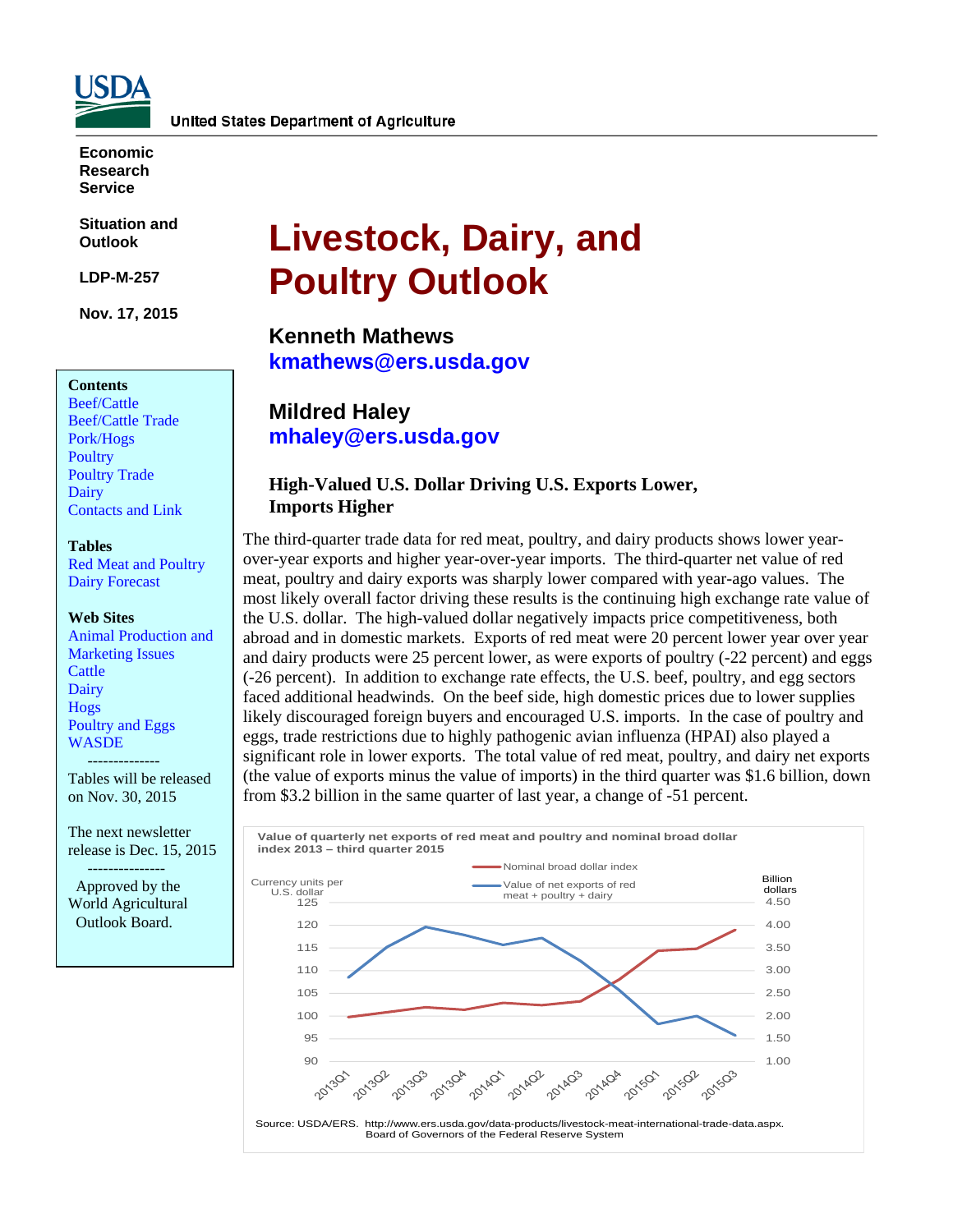**USDA**

United States Department of Agriculture

**Economic Research Service**

**Situation and Outlook**

**LDP-M-257**

**Nov. 17, 2015**

# Livestock, Dairy, and Poultry Outlook

**Kenneth Mathews**
**kmathews@ers.usda.gov**

**Mildred Haley**
**mhaley@ers.usda.gov**

**Contents**
- Beef/Cattle
- Beef/Cattle Trade
- Pork/Hogs
- Poultry
- Poultry Trade
- Dairy
- Contacts and Link

**Tables**
- Red Meat and Poultry
- Dairy Forecast

**Web Sites**
- Animal Production and Marketing Issues
- Cattle
- Dairy
- Hogs
- Poultry and Eggs
- WASDE

--------------

Tables will be released on Nov. 30, 2015

The next newsletter release is Dec. 15, 2015

---------------

Approved by the World Agricultural Outlook Board.

## High-Valued U.S. Dollar Driving U.S. Exports Lower, Imports Higher

The third-quarter trade data for red meat, poultry, and dairy products shows lower year-over-year exports and higher year-over-year imports. The third-quarter net value of red meat, poultry and dairy exports was sharply lower compared with year-ago values. The most likely overall factor driving these results is the continuing high exchange rate value of the U.S. dollar. The high-valued dollar negatively impacts price competitiveness, both abroad and in domestic markets. Exports of red meat were 20 percent lower year over year and dairy products were 25 percent lower, as were exports of poultry (-22 percent) and eggs (-26 percent). In addition to exchange rate effects, the U.S. beef, poultry, and egg sectors faced additional headwinds. On the beef side, high domestic prices due to lower supplies likely discouraged foreign buyers and encouraged U.S. imports. In the case of poultry and eggs, trade restrictions due to highly pathogenic avian influenza (HPAI) also played a significant role in lower exports. The total value of red meat, poultry, and dairy net exports (the value of exports minus the value of imports) in the third quarter was $1.6 billion, down from $3.2 billion in the same quarter of last year, a change of -51 percent.

**Value of quarterly net exports of red meat and poultry and nominal broad dollar index 2013 – third quarter 2015**

Legend: Nominal broad dollar index; Value of net exports of red meat + poultry + dairy

Left axis: Currency units per U.S. dollar (90–125). Right axis: Billion dollars (1.00–4.50). Quarters: 2013Q1–2015Q3.

Source: USDA/ERS. http://www.ers.usda.gov/data-products/livestock-meat-international-trade-data.aspx. Board of Governors of the Federal Reserve System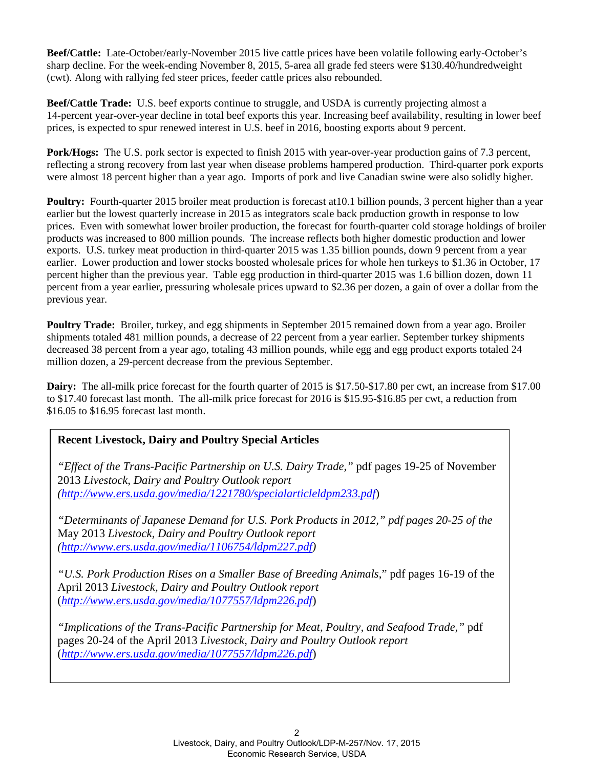**Beef/Cattle:** Late-October/early-November 2015 live cattle prices have been volatile following early-October's sharp decline. For the week-ending November 8, 2015, 5-area all grade fed steers were $130.40/hundredweight (cwt). Along with rallying fed steer prices, feeder cattle prices also rebounded.

**Beef/Cattle Trade:** U.S. beef exports continue to struggle, and USDA is currently projecting almost a 14-percent year-over-year decline in total beef exports this year. Increasing beef availability, resulting in lower beef prices, is expected to spur renewed interest in U.S. beef in 2016, boosting exports about 9 percent.

**Pork/Hogs:** The U.S. pork sector is expected to finish 2015 with year-over-year production gains of 7.3 percent, reflecting a strong recovery from last year when disease problems hampered production. Third-quarter pork exports were almost 18 percent higher than a year ago. Imports of pork and live Canadian swine were also solidly higher.

**Poultry:** Fourth-quarter 2015 broiler meat production is forecast at10.1 billion pounds, 3 percent higher than a year earlier but the lowest quarterly increase in 2015 as integrators scale back production growth in response to low prices. Even with somewhat lower broiler production, the forecast for fourth-quarter cold storage holdings of broiler products was increased to 800 million pounds. The increase reflects both higher domestic production and lower exports. U.S. turkey meat production in third-quarter 2015 was 1.35 billion pounds, down 9 percent from a year earlier. Lower production and lower stocks boosted wholesale prices for whole hen turkeys to $1.36 in October, 17 percent higher than the previous year. Table egg production in third-quarter 2015 was 1.6 billion dozen, down 11 percent from a year earlier, pressuring wholesale prices upward to $2.36 per dozen, a gain of over a dollar from the previous year.

**Poultry Trade:** Broiler, turkey, and egg shipments in September 2015 remained down from a year ago. Broiler shipments totaled 481 million pounds, a decrease of 22 percent from a year earlier. September turkey shipments decreased 38 percent from a year ago, totaling 43 million pounds, while egg and egg product exports totaled 24 million dozen, a 29-percent decrease from the previous September.

**Dairy:** The all-milk price forecast for the fourth quarter of 2015 is $17.50-$17.80 per cwt, an increase from $17.00 to $17.40 forecast last month. The all-milk price forecast for 2016 is $15.95-$16.85 per cwt, a reduction from $16.05 to $16.95 forecast last month.

**Recent Livestock, Dairy and Poultry Special Articles**

*"Effect of the Trans-Pacific Partnership on U.S. Dairy Trade,"* pdf pages 19-25 of November 2013 *Livestock, Dairy and Poultry Outlook report* *(http://www.ers.usda.gov/media/1221780/specialarticleldpm233.pdf)*

*"Determinants of Japanese Demand for U.S. Pork Products in 2012," pdf pages 20-25 of the* May 2013 *Livestock, Dairy and Poultry Outlook report (http://www.ers.usda.gov/media/1106754/ldpm227.pdf)*

*"U.S. Pork Production Rises on a Smaller Base of Breeding Animals*," pdf pages 16-19 of the April 2013 *Livestock, Dairy and Poultry Outlook report* (*http://www.ers.usda.gov/media/1077557/ldpm226.pdf*)

*"Implications of the Trans-Pacific Partnership for Meat, Poultry, and Seafood Trade,"* pdf pages 20-24 of the April 2013 *Livestock, Dairy and Poultry Outlook report* (*http://www.ers.usda.gov/media/1077557/ldpm226.pdf*)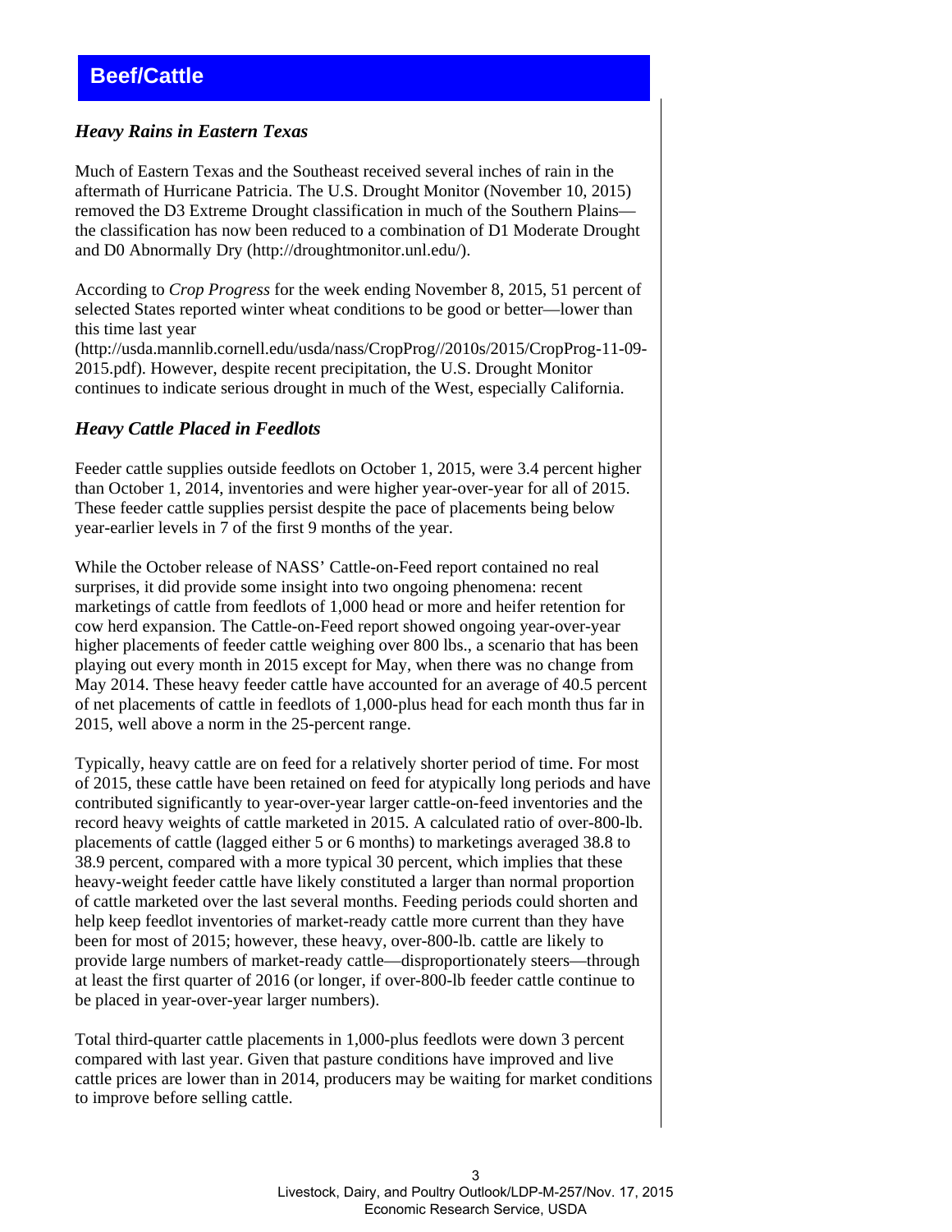# Beef/Cattle

### *Heavy Rains in Eastern Texas*

Much of Eastern Texas and the Southeast received several inches of rain in the aftermath of Hurricane Patricia. The U.S. Drought Monitor (November 10, 2015) removed the D3 Extreme Drought classification in much of the Southern Plains—the classification has now been reduced to a combination of D1 Moderate Drought and D0 Abnormally Dry (http://droughtmonitor.unl.edu/).

According to *Crop Progress* for the week ending November 8, 2015, 51 percent of selected States reported winter wheat conditions to be good or better—lower than this time last year (http://usda.mannlib.cornell.edu/usda/nass/CropProg//2010s/2015/CropProg-11-09-2015.pdf). However, despite recent precipitation, the U.S. Drought Monitor continues to indicate serious drought in much of the West, especially California.

### *Heavy Cattle Placed in Feedlots*

Feeder cattle supplies outside feedlots on October 1, 2015, were 3.4 percent higher than October 1, 2014, inventories and were higher year-over-year for all of 2015. These feeder cattle supplies persist despite the pace of placements being below year-earlier levels in 7 of the first 9 months of the year.

While the October release of NASS' Cattle-on-Feed report contained no real surprises, it did provide some insight into two ongoing phenomena: recent marketings of cattle from feedlots of 1,000 head or more and heifer retention for cow herd expansion. The Cattle-on-Feed report showed ongoing year-over-year higher placements of feeder cattle weighing over 800 lbs., a scenario that has been playing out every month in 2015 except for May, when there was no change from May 2014. These heavy feeder cattle have accounted for an average of 40.5 percent of net placements of cattle in feedlots of 1,000-plus head for each month thus far in 2015, well above a norm in the 25-percent range.

Typically, heavy cattle are on feed for a relatively shorter period of time. For most of 2015, these cattle have been retained on feed for atypically long periods and have contributed significantly to year-over-year larger cattle-on-feed inventories and the record heavy weights of cattle marketed in 2015. A calculated ratio of over-800-lb. placements of cattle (lagged either 5 or 6 months) to marketings averaged 38.8 to 38.9 percent, compared with a more typical 30 percent, which implies that these heavy-weight feeder cattle have likely constituted a larger than normal proportion of cattle marketed over the last several months. Feeding periods could shorten and help keep feedlot inventories of market-ready cattle more current than they have been for most of 2015; however, these heavy, over-800-lb. cattle are likely to provide large numbers of market-ready cattle—disproportionately steers—through at least the first quarter of 2016 (or longer, if over-800-lb feeder cattle continue to be placed in year-over-year larger numbers).

Total third-quarter cattle placements in 1,000-plus feedlots were down 3 percent compared with last year. Given that pasture conditions have improved and live cattle prices are lower than in 2014, producers may be waiting for market conditions to improve before selling cattle.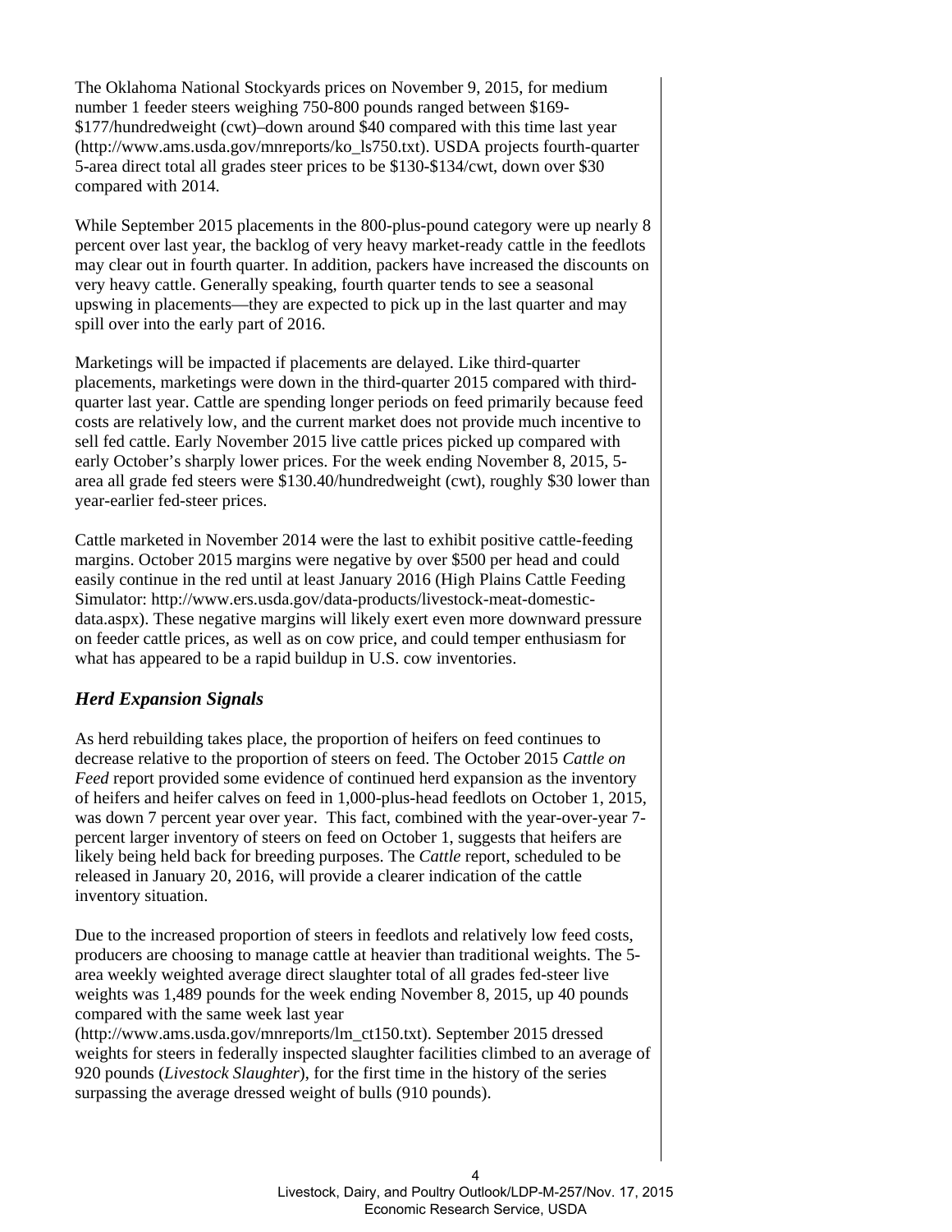The Oklahoma National Stockyards prices on November 9, 2015, for medium number 1 feeder steers weighing 750-800 pounds ranged between $169-$177/hundredweight (cwt)–down around $40 compared with this time last year (http://www.ams.usda.gov/mnreports/ko_ls750.txt). USDA projects fourth-quarter 5-area direct total all grades steer prices to be $130-$134/cwt, down over $30 compared with 2014.

While September 2015 placements in the 800-plus-pound category were up nearly 8 percent over last year, the backlog of very heavy market-ready cattle in the feedlots may clear out in fourth quarter. In addition, packers have increased the discounts on very heavy cattle. Generally speaking, fourth quarter tends to see a seasonal upswing in placements—they are expected to pick up in the last quarter and may spill over into the early part of 2016.

Marketings will be impacted if placements are delayed. Like third-quarter placements, marketings were down in the third-quarter 2015 compared with third-quarter last year. Cattle are spending longer periods on feed primarily because feed costs are relatively low, and the current market does not provide much incentive to sell fed cattle. Early November 2015 live cattle prices picked up compared with early October's sharply lower prices. For the week ending November 8, 2015, 5-area all grade fed steers were $130.40/hundredweight (cwt), roughly $30 lower than year-earlier fed-steer prices.

Cattle marketed in November 2014 were the last to exhibit positive cattle-feeding margins. October 2015 margins were negative by over $500 per head and could easily continue in the red until at least January 2016 (High Plains Cattle Feeding Simulator: http://www.ers.usda.gov/data-products/livestock-meat-domestic-data.aspx). These negative margins will likely exert even more downward pressure on feeder cattle prices, as well as on cow price, and could temper enthusiasm for what has appeared to be a rapid buildup in U.S. cow inventories.

### *Herd Expansion Signals*

As herd rebuilding takes place, the proportion of heifers on feed continues to decrease relative to the proportion of steers on feed. The October 2015 *Cattle on Feed* report provided some evidence of continued herd expansion as the inventory of heifers and heifer calves on feed in 1,000-plus-head feedlots on October 1, 2015, was down 7 percent year over year. This fact, combined with the year-over-year 7-percent larger inventory of steers on feed on October 1, suggests that heifers are likely being held back for breeding purposes. The *Cattle* report, scheduled to be released in January 20, 2016, will provide a clearer indication of the cattle inventory situation.

Due to the increased proportion of steers in feedlots and relatively low feed costs, producers are choosing to manage cattle at heavier than traditional weights. The 5-area weekly weighted average direct slaughter total of all grades fed-steer live weights was 1,489 pounds for the week ending November 8, 2015, up 40 pounds compared with the same week last year (http://www.ams.usda.gov/mnreports/lm_ct150.txt). September 2015 dressed weights for steers in federally inspected slaughter facilities climbed to an average of 920 pounds (*Livestock Slaughter*), for the first time in the history of the series surpassing the average dressed weight of bulls (910 pounds).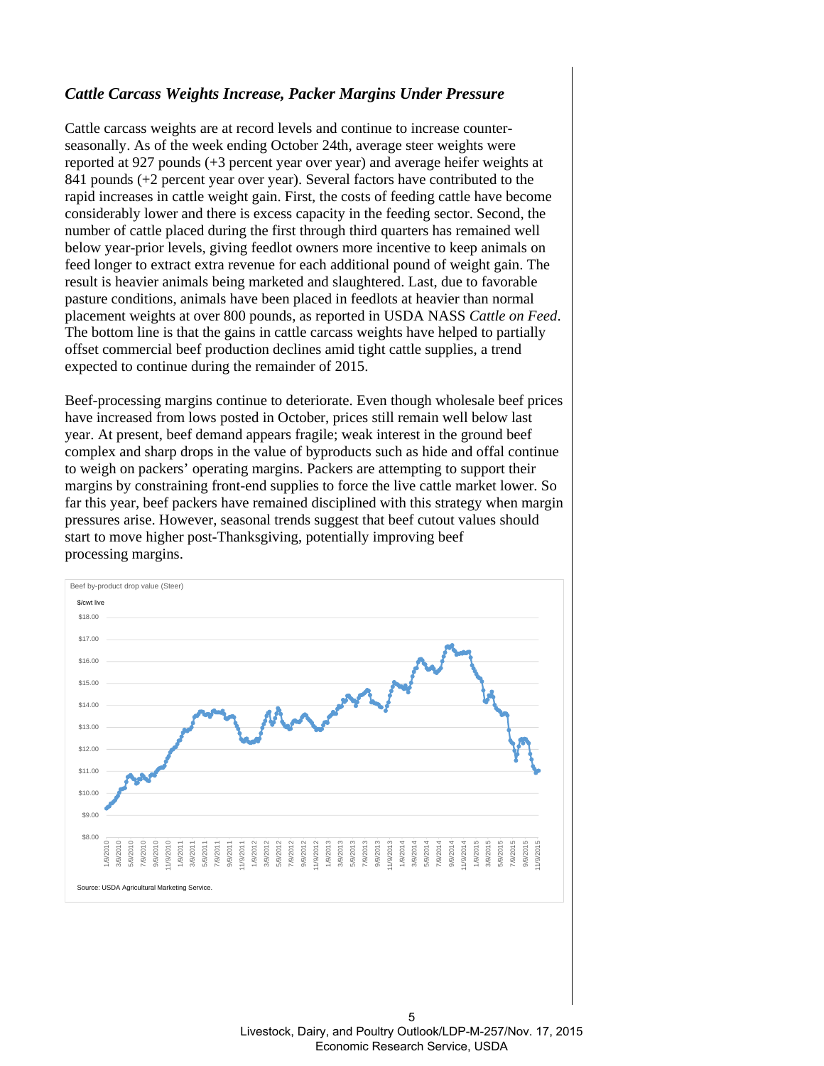### *Cattle Carcass Weights Increase, Packer Margins Under Pressure*

Cattle carcass weights are at record levels and continue to increase counter-seasonally. As of the week ending October 24th, average steer weights were reported at 927 pounds (+3 percent year over year) and average heifer weights at 841 pounds (+2 percent year over year). Several factors have contributed to the rapid increases in cattle weight gain. First, the costs of feeding cattle have become considerably lower and there is excess capacity in the feeding sector. Second, the number of cattle placed during the first through third quarters has remained well below year-prior levels, giving feedlot owners more incentive to keep animals on feed longer to extract extra revenue for each additional pound of weight gain. The result is heavier animals being marketed and slaughtered. Last, due to favorable pasture conditions, animals have been placed in feedlots at heavier than normal placement weights at over 800 pounds, as reported in USDA NASS *Cattle on Feed*. The bottom line is that the gains in cattle carcass weights have helped to partially offset commercial beef production declines amid tight cattle supplies, a trend expected to continue during the remainder of 2015.

Beef-processing margins continue to deteriorate. Even though wholesale beef prices have increased from lows posted in October, prices still remain well below last year. At present, beef demand appears fragile; weak interest in the ground beef complex and sharp drops in the value of byproducts such as hide and offal continue to weigh on packers' operating margins. Packers are attempting to support their margins by constraining front-end supplies to force the live cattle market lower. So far this year, beef packers have remained disciplined with this strategy when margin pressures arise. However, seasonal trends suggest that beef cutout values should start to move higher post-Thanksgiving, potentially improving beef processing margins.

Beef by-product drop value (Steer)

$/cwt live

Source: USDA Agricultural Marketing Service.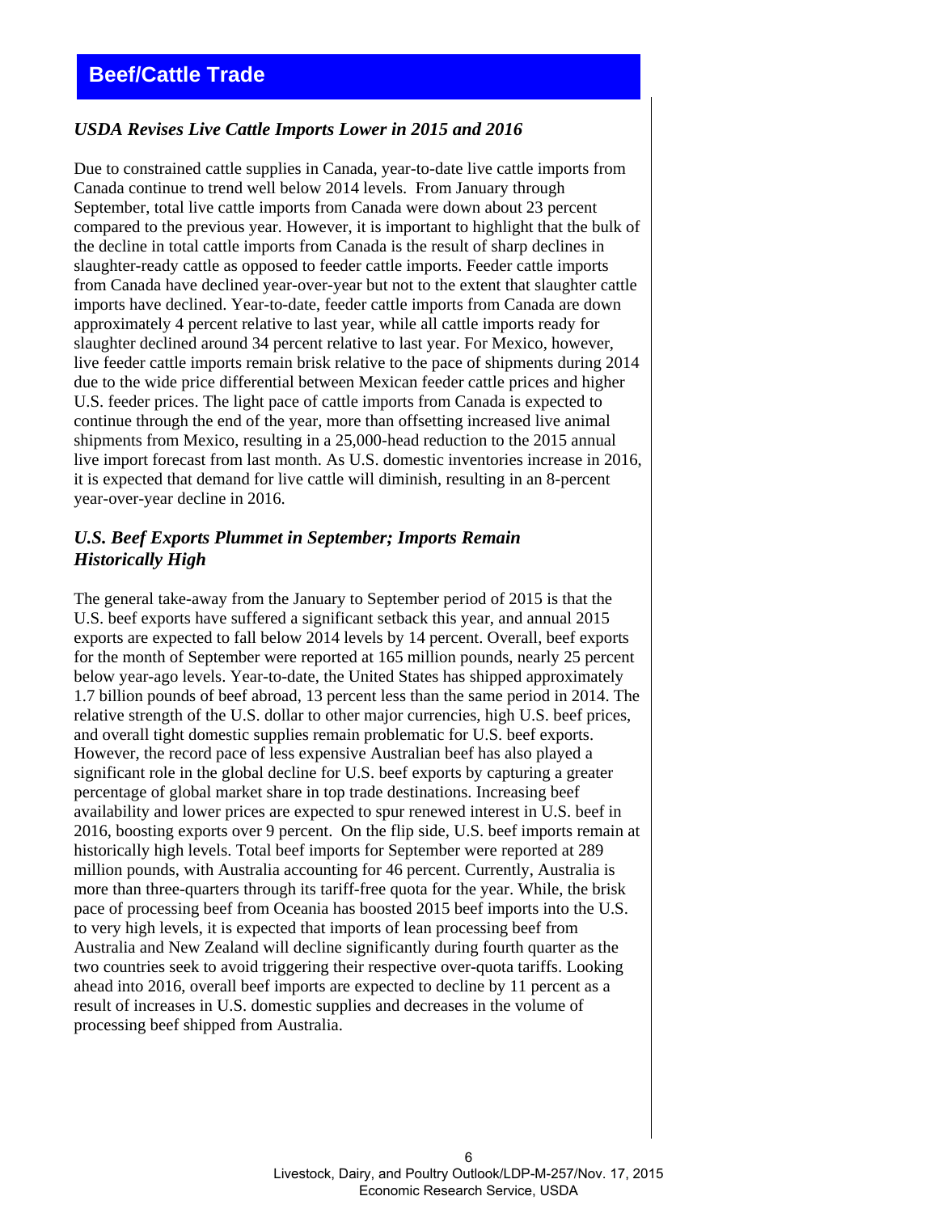## Beef/Cattle Trade

### *USDA Revises Live Cattle Imports Lower in 2015 and 2016*

Due to constrained cattle supplies in Canada, year-to-date live cattle imports from Canada continue to trend well below 2014 levels. From January through September, total live cattle imports from Canada were down about 23 percent compared to the previous year. However, it is important to highlight that the bulk of the decline in total cattle imports from Canada is the result of sharp declines in slaughter-ready cattle as opposed to feeder cattle imports. Feeder cattle imports from Canada have declined year-over-year but not to the extent that slaughter cattle imports have declined. Year-to-date, feeder cattle imports from Canada are down approximately 4 percent relative to last year, while all cattle imports ready for slaughter declined around 34 percent relative to last year. For Mexico, however, live feeder cattle imports remain brisk relative to the pace of shipments during 2014 due to the wide price differential between Mexican feeder cattle prices and higher U.S. feeder prices. The light pace of cattle imports from Canada is expected to continue through the end of the year, more than offsetting increased live animal shipments from Mexico, resulting in a 25,000-head reduction to the 2015 annual live import forecast from last month. As U.S. domestic inventories increase in 2016, it is expected that demand for live cattle will diminish, resulting in an 8-percent year-over-year decline in 2016.

### *U.S. Beef Exports Plummet in September; Imports Remain Historically High*

The general take-away from the January to September period of 2015 is that the U.S. beef exports have suffered a significant setback this year, and annual 2015 exports are expected to fall below 2014 levels by 14 percent. Overall, beef exports for the month of September were reported at 165 million pounds, nearly 25 percent below year-ago levels. Year-to-date, the United States has shipped approximately 1.7 billion pounds of beef abroad, 13 percent less than the same period in 2014. The relative strength of the U.S. dollar to other major currencies, high U.S. beef prices, and overall tight domestic supplies remain problematic for U.S. beef exports. However, the record pace of less expensive Australian beef has also played a significant role in the global decline for U.S. beef exports by capturing a greater percentage of global market share in top trade destinations. Increasing beef availability and lower prices are expected to spur renewed interest in U.S. beef in 2016, boosting exports over 9 percent. On the flip side, U.S. beef imports remain at historically high levels. Total beef imports for September were reported at 289 million pounds, with Australia accounting for 46 percent. Currently, Australia is more than three-quarters through its tariff-free quota for the year. While, the brisk pace of processing beef from Oceania has boosted 2015 beef imports into the U.S. to very high levels, it is expected that imports of lean processing beef from Australia and New Zealand will decline significantly during fourth quarter as the two countries seek to avoid triggering their respective over-quota tariffs. Looking ahead into 2016, overall beef imports are expected to decline by 11 percent as a result of increases in U.S. domestic supplies and decreases in the volume of processing beef shipped from Australia.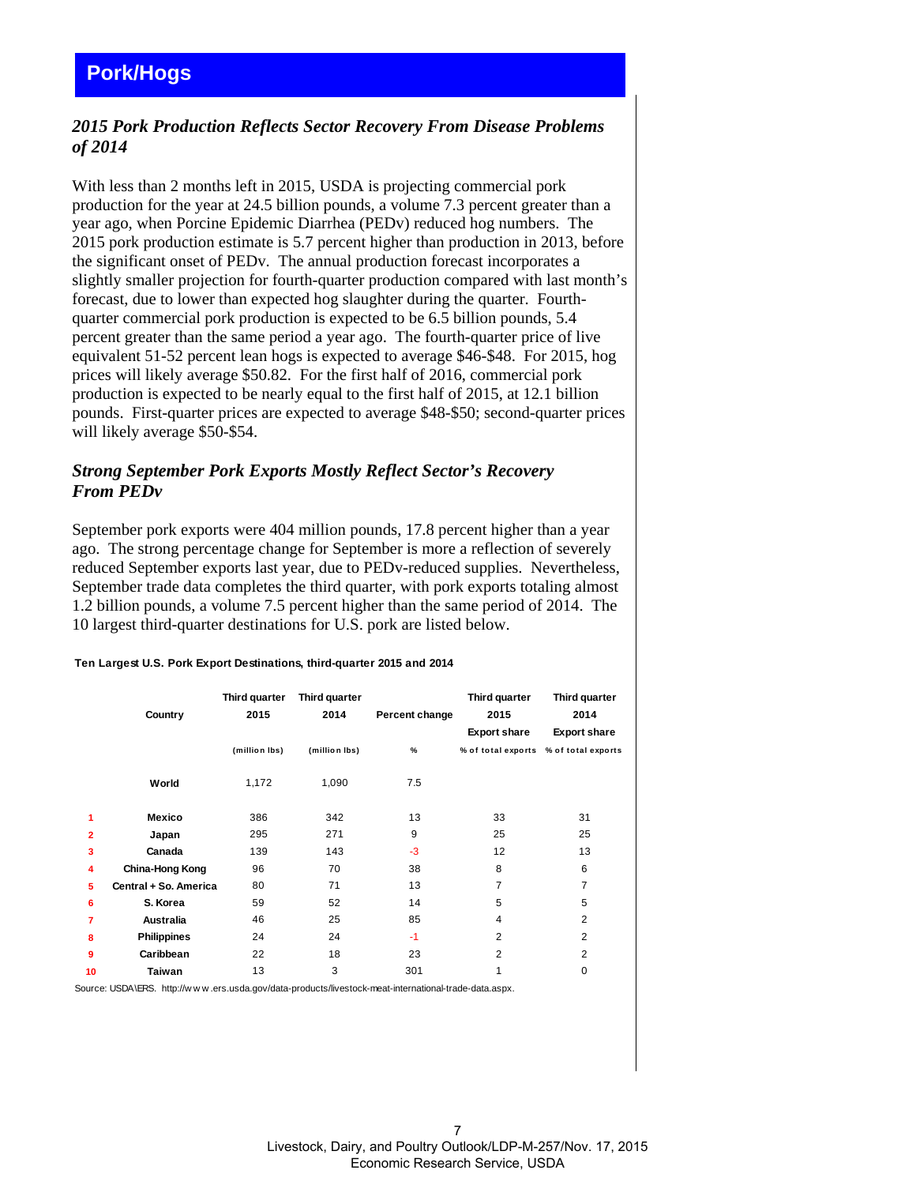# Pork/Hogs

## *2015 Pork Production Reflects Sector Recovery From Disease Problems of 2014*

With less than 2 months left in 2015, USDA is projecting commercial pork production for the year at 24.5 billion pounds, a volume 7.3 percent greater than a year ago, when Porcine Epidemic Diarrhea (PEDv) reduced hog numbers. The 2015 pork production estimate is 5.7 percent higher than production in 2013, before the significant onset of PEDv. The annual production forecast incorporates a slightly smaller projection for fourth-quarter production compared with last month's forecast, due to lower than expected hog slaughter during the quarter. Fourth-quarter commercial pork production is expected to be 6.5 billion pounds, 5.4 percent greater than the same period a year ago. The fourth-quarter price of live equivalent 51-52 percent lean hogs is expected to average $46-$48. For 2015, hog prices will likely average $50.82. For the first half of 2016, commercial pork production is expected to be nearly equal to the first half of 2015, at 12.1 billion pounds. First-quarter prices are expected to average $48-$50; second-quarter prices will likely average $50-$54.

## *Strong September Pork Exports Mostly Reflect Sector's Recovery From PEDv*

September pork exports were 404 million pounds, 17.8 percent higher than a year ago. The strong percentage change for September is more a reflection of severely reduced September exports last year, due to PEDv-reduced supplies. Nevertheless, September trade data completes the third quarter, with pork exports totaling almost 1.2 billion pounds, a volume 7.5 percent higher than the same period of 2014. The 10 largest third-quarter destinations for U.S. pork are listed below.

**Ten Largest U.S. Pork Export Destinations, third-quarter 2015 and 2014**

| | Country | Third quarter 2015 | Third quarter 2014 | Percent change | Third quarter 2015 Export share | Third quarter 2014 Export share |
|---|---|---|---|---|---|---|
| | | (million lbs) | (million lbs) | % | % of total exports | % of total exports |
| | **World** | 1,172 | 1,090 | 7.5 | | |
| 1 | **Mexico** | 386 | 342 | 13 | 33 | 31 |
| 2 | **Japan** | 295 | 271 | 9 | 25 | 25 |
| 3 | **Canada** | 139 | 143 | -3 | 12 | 13 |
| 4 | **China-Hong Kong** | 96 | 70 | 38 | 8 | 6 |
| 5 | **Central + So. America** | 80 | 71 | 13 | 7 | 7 |
| 6 | **S. Korea** | 59 | 52 | 14 | 5 | 5 |
| 7 | **Australia** | 46 | 25 | 85 | 4 | 2 |
| 8 | **Philippines** | 24 | 24 | -1 | 2 | 2 |
| 9 | **Caribbean** | 22 | 18 | 23 | 2 | 2 |
| 10 | **Taiwan** | 13 | 3 | 301 | 1 | 0 |

Source: USDA\ERS. http://www.ers.usda.gov/data-products/livestock-meat-international-trade-data.aspx.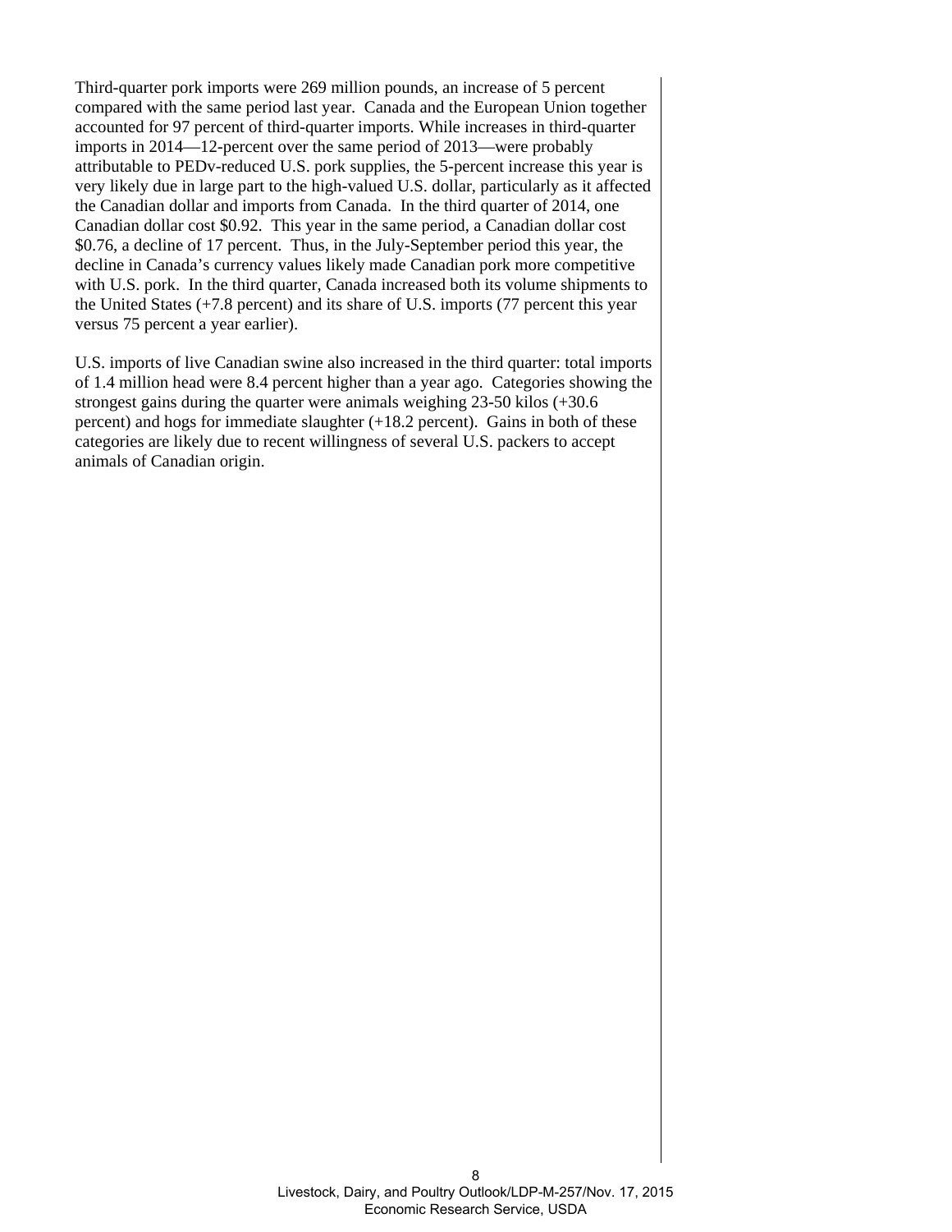Third-quarter pork imports were 269 million pounds, an increase of 5 percent compared with the same period last year. Canada and the European Union together accounted for 97 percent of third-quarter imports. While increases in third-quarter imports in 2014—12-percent over the same period of 2013—were probably attributable to PEDv-reduced U.S. pork supplies, the 5-percent increase this year is very likely due in large part to the high-valued U.S. dollar, particularly as it affected the Canadian dollar and imports from Canada. In the third quarter of 2014, one Canadian dollar cost $0.92. This year in the same period, a Canadian dollar cost $0.76, a decline of 17 percent. Thus, in the July-September period this year, the decline in Canada's currency values likely made Canadian pork more competitive with U.S. pork. In the third quarter, Canada increased both its volume shipments to the United States (+7.8 percent) and its share of U.S. imports (77 percent this year versus 75 percent a year earlier).

U.S. imports of live Canadian swine also increased in the third quarter: total imports of 1.4 million head were 8.4 percent higher than a year ago. Categories showing the strongest gains during the quarter were animals weighing 23-50 kilos (+30.6 percent) and hogs for immediate slaughter (+18.2 percent). Gains in both of these categories are likely due to recent willingness of several U.S. packers to accept animals of Canadian origin.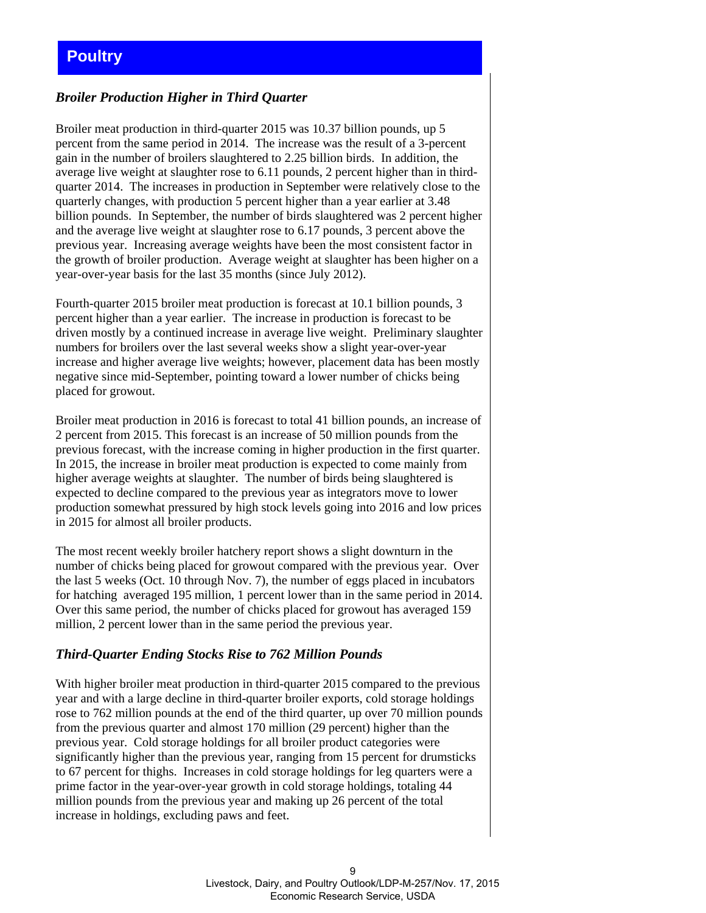# Poultry

### *Broiler Production Higher in Third Quarter*

Broiler meat production in third-quarter 2015 was 10.37 billion pounds, up 5 percent from the same period in 2014. The increase was the result of a 3-percent gain in the number of broilers slaughtered to 2.25 billion birds. In addition, the average live weight at slaughter rose to 6.11 pounds, 2 percent higher than in third-quarter 2014. The increases in production in September were relatively close to the quarterly changes, with production 5 percent higher than a year earlier at 3.48 billion pounds. In September, the number of birds slaughtered was 2 percent higher and the average live weight at slaughter rose to 6.17 pounds, 3 percent above the previous year. Increasing average weights have been the most consistent factor in the growth of broiler production. Average weight at slaughter has been higher on a year-over-year basis for the last 35 months (since July 2012).

Fourth-quarter 2015 broiler meat production is forecast at 10.1 billion pounds, 3 percent higher than a year earlier. The increase in production is forecast to be driven mostly by a continued increase in average live weight. Preliminary slaughter numbers for broilers over the last several weeks show a slight year-over-year increase and higher average live weights; however, placement data has been mostly negative since mid-September, pointing toward a lower number of chicks being placed for growout.

Broiler meat production in 2016 is forecast to total 41 billion pounds, an increase of 2 percent from 2015. This forecast is an increase of 50 million pounds from the previous forecast, with the increase coming in higher production in the first quarter. In 2015, the increase in broiler meat production is expected to come mainly from higher average weights at slaughter. The number of birds being slaughtered is expected to decline compared to the previous year as integrators move to lower production somewhat pressured by high stock levels going into 2016 and low prices in 2015 for almost all broiler products.

The most recent weekly broiler hatchery report shows a slight downturn in the number of chicks being placed for growout compared with the previous year. Over the last 5 weeks (Oct. 10 through Nov. 7), the number of eggs placed in incubators for hatching averaged 195 million, 1 percent lower than in the same period in 2014. Over this same period, the number of chicks placed for growout has averaged 159 million, 2 percent lower than in the same period the previous year.

### *Third-Quarter Ending Stocks Rise to 762 Million Pounds*

With higher broiler meat production in third-quarter 2015 compared to the previous year and with a large decline in third-quarter broiler exports, cold storage holdings rose to 762 million pounds at the end of the third quarter, up over 70 million pounds from the previous quarter and almost 170 million (29 percent) higher than the previous year. Cold storage holdings for all broiler product categories were significantly higher than the previous year, ranging from 15 percent for drumsticks to 67 percent for thighs. Increases in cold storage holdings for leg quarters were a prime factor in the year-over-year growth in cold storage holdings, totaling 44 million pounds from the previous year and making up 26 percent of the total increase in holdings, excluding paws and feet.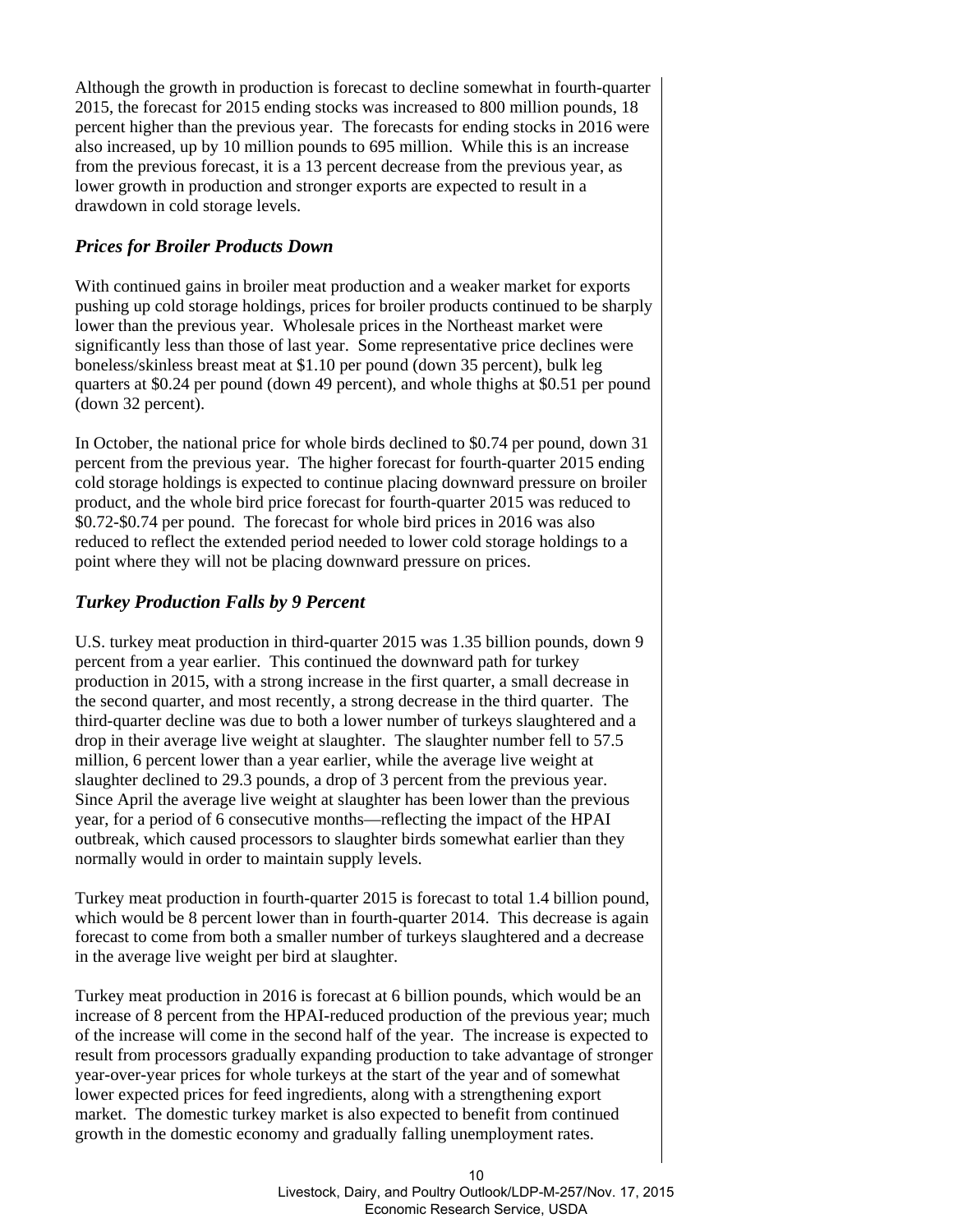Although the growth in production is forecast to decline somewhat in fourth-quarter 2015, the forecast for 2015 ending stocks was increased to 800 million pounds, 18 percent higher than the previous year. The forecasts for ending stocks in 2016 were also increased, up by 10 million pounds to 695 million. While this is an increase from the previous forecast, it is a 13 percent decrease from the previous year, as lower growth in production and stronger exports are expected to result in a drawdown in cold storage levels.

### *Prices for Broiler Products Down*

With continued gains in broiler meat production and a weaker market for exports pushing up cold storage holdings, prices for broiler products continued to be sharply lower than the previous year. Wholesale prices in the Northeast market were significantly less than those of last year. Some representative price declines were boneless/skinless breast meat at $1.10 per pound (down 35 percent), bulk leg quarters at $0.24 per pound (down 49 percent), and whole thighs at $0.51 per pound (down 32 percent).

In October, the national price for whole birds declined to $0.74 per pound, down 31 percent from the previous year. The higher forecast for fourth-quarter 2015 ending cold storage holdings is expected to continue placing downward pressure on broiler product, and the whole bird price forecast for fourth-quarter 2015 was reduced to $0.72-$0.74 per pound. The forecast for whole bird prices in 2016 was also reduced to reflect the extended period needed to lower cold storage holdings to a point where they will not be placing downward pressure on prices.

### *Turkey Production Falls by 9 Percent*

U.S. turkey meat production in third-quarter 2015 was 1.35 billion pounds, down 9 percent from a year earlier. This continued the downward path for turkey production in 2015, with a strong increase in the first quarter, a small decrease in the second quarter, and most recently, a strong decrease in the third quarter. The third-quarter decline was due to both a lower number of turkeys slaughtered and a drop in their average live weight at slaughter. The slaughter number fell to 57.5 million, 6 percent lower than a year earlier, while the average live weight at slaughter declined to 29.3 pounds, a drop of 3 percent from the previous year. Since April the average live weight at slaughter has been lower than the previous year, for a period of 6 consecutive months—reflecting the impact of the HPAI outbreak, which caused processors to slaughter birds somewhat earlier than they normally would in order to maintain supply levels.

Turkey meat production in fourth-quarter 2015 is forecast to total 1.4 billion pound, which would be 8 percent lower than in fourth-quarter 2014. This decrease is again forecast to come from both a smaller number of turkeys slaughtered and a decrease in the average live weight per bird at slaughter.

Turkey meat production in 2016 is forecast at 6 billion pounds, which would be an increase of 8 percent from the HPAI-reduced production of the previous year; much of the increase will come in the second half of the year. The increase is expected to result from processors gradually expanding production to take advantage of stronger year-over-year prices for whole turkeys at the start of the year and of somewhat lower expected prices for feed ingredients, along with a strengthening export market. The domestic turkey market is also expected to benefit from continued growth in the domestic economy and gradually falling unemployment rates.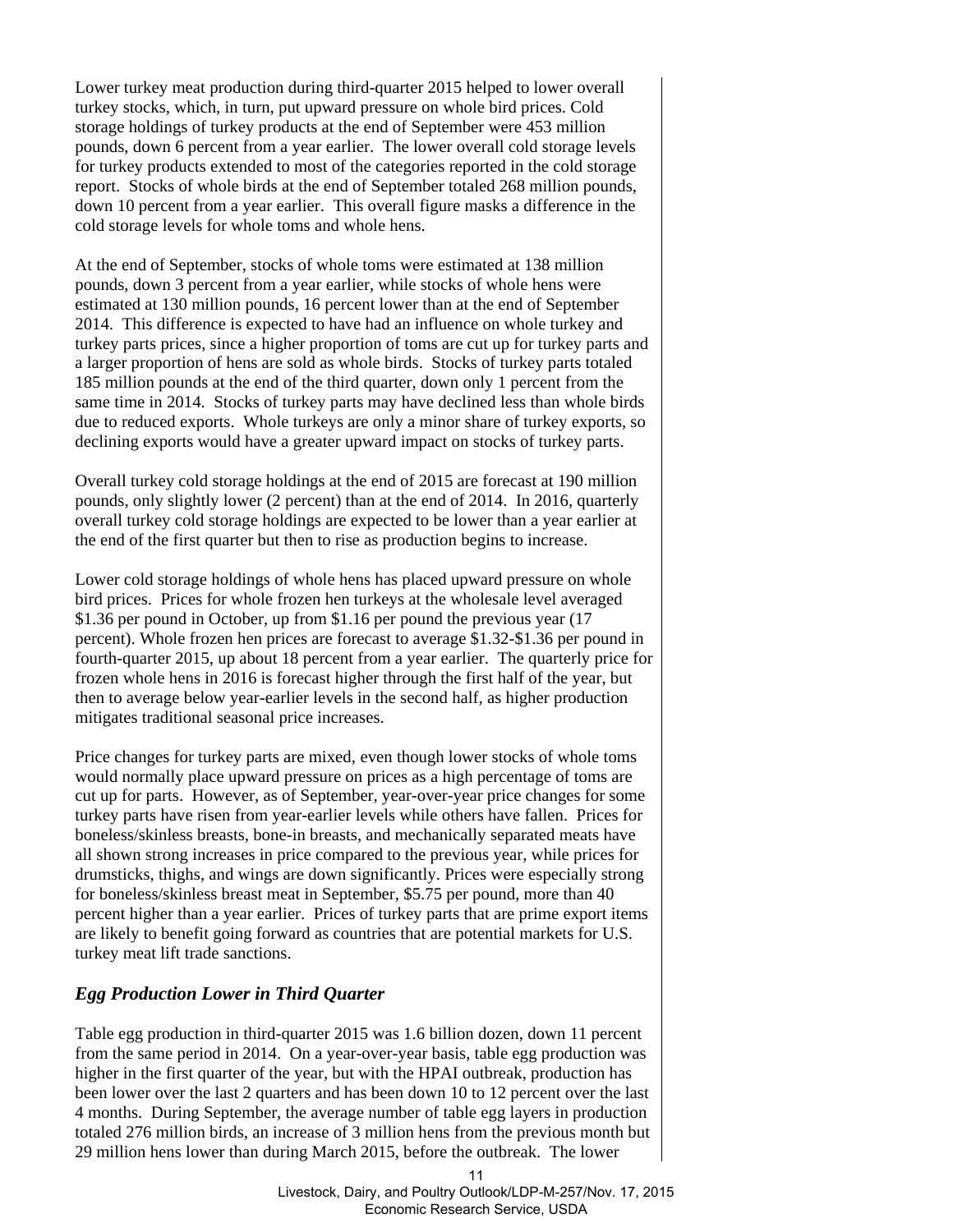Lower turkey meat production during third-quarter 2015 helped to lower overall turkey stocks, which, in turn, put upward pressure on whole bird prices. Cold storage holdings of turkey products at the end of September were 453 million pounds, down 6 percent from a year earlier. The lower overall cold storage levels for turkey products extended to most of the categories reported in the cold storage report. Stocks of whole birds at the end of September totaled 268 million pounds, down 10 percent from a year earlier. This overall figure masks a difference in the cold storage levels for whole toms and whole hens.

At the end of September, stocks of whole toms were estimated at 138 million pounds, down 3 percent from a year earlier, while stocks of whole hens were estimated at 130 million pounds, 16 percent lower than at the end of September 2014. This difference is expected to have had an influence on whole turkey and turkey parts prices, since a higher proportion of toms are cut up for turkey parts and a larger proportion of hens are sold as whole birds. Stocks of turkey parts totaled 185 million pounds at the end of the third quarter, down only 1 percent from the same time in 2014. Stocks of turkey parts may have declined less than whole birds due to reduced exports. Whole turkeys are only a minor share of turkey exports, so declining exports would have a greater upward impact on stocks of turkey parts.

Overall turkey cold storage holdings at the end of 2015 are forecast at 190 million pounds, only slightly lower (2 percent) than at the end of 2014. In 2016, quarterly overall turkey cold storage holdings are expected to be lower than a year earlier at the end of the first quarter but then to rise as production begins to increase.

Lower cold storage holdings of whole hens has placed upward pressure on whole bird prices. Prices for whole frozen hen turkeys at the wholesale level averaged $1.36 per pound in October, up from $1.16 per pound the previous year (17 percent). Whole frozen hen prices are forecast to average $1.32-$1.36 per pound in fourth-quarter 2015, up about 18 percent from a year earlier. The quarterly price for frozen whole hens in 2016 is forecast higher through the first half of the year, but then to average below year-earlier levels in the second half, as higher production mitigates traditional seasonal price increases.

Price changes for turkey parts are mixed, even though lower stocks of whole toms would normally place upward pressure on prices as a high percentage of toms are cut up for parts. However, as of September, year-over-year price changes for some turkey parts have risen from year-earlier levels while others have fallen. Prices for boneless/skinless breasts, bone-in breasts, and mechanically separated meats have all shown strong increases in price compared to the previous year, while prices for drumsticks, thighs, and wings are down significantly. Prices were especially strong for boneless/skinless breast meat in September, $5.75 per pound, more than 40 percent higher than a year earlier. Prices of turkey parts that are prime export items are likely to benefit going forward as countries that are potential markets for U.S. turkey meat lift trade sanctions.

## *Egg Production Lower in Third Quarter*

Table egg production in third-quarter 2015 was 1.6 billion dozen, down 11 percent from the same period in 2014. On a year-over-year basis, table egg production was higher in the first quarter of the year, but with the HPAI outbreak, production has been lower over the last 2 quarters and has been down 10 to 12 percent over the last 4 months. During September, the average number of table egg layers in production totaled 276 million birds, an increase of 3 million hens from the previous month but 29 million hens lower than during March 2015, before the outbreak. The lower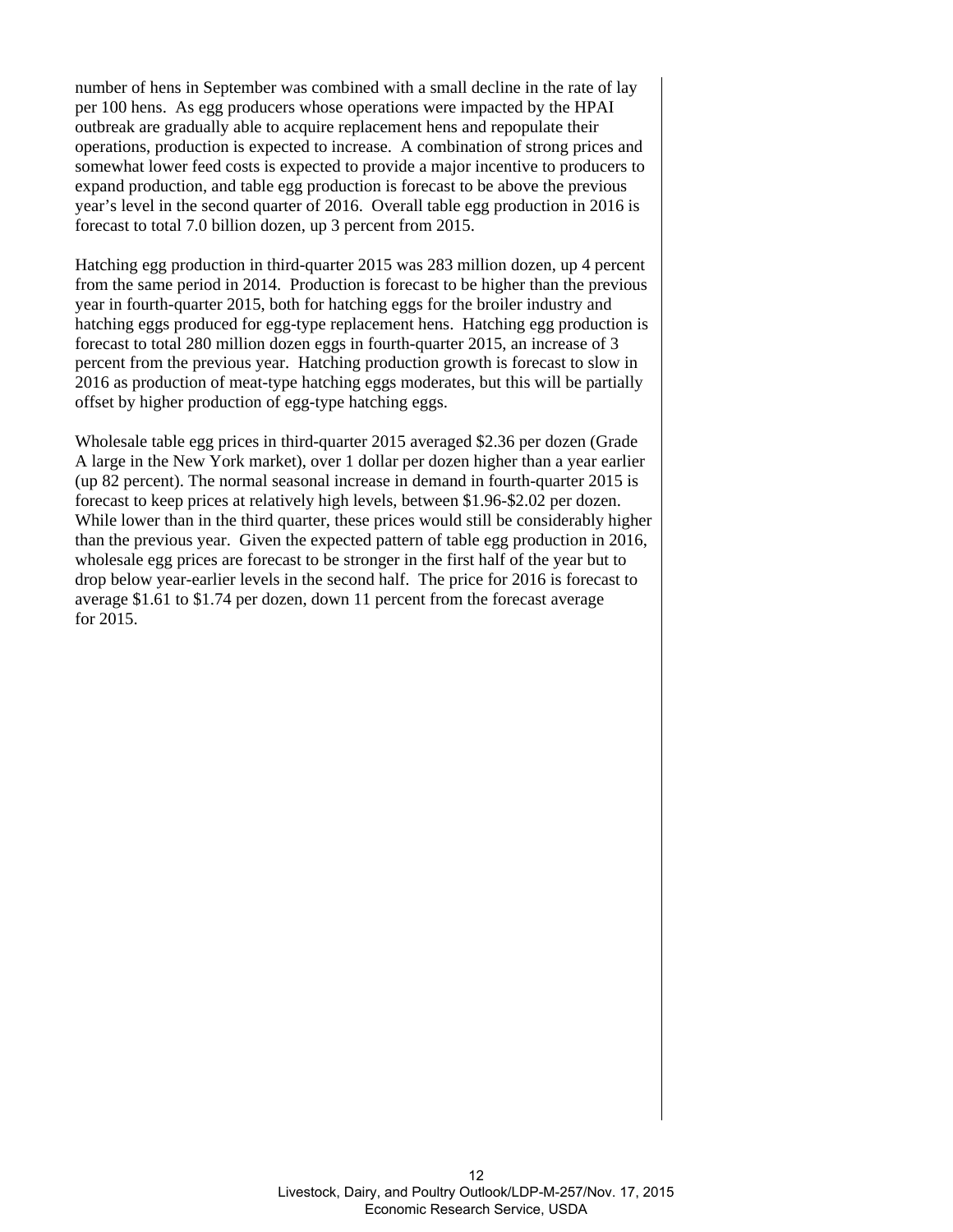number of hens in September was combined with a small decline in the rate of lay per 100 hens. As egg producers whose operations were impacted by the HPAI outbreak are gradually able to acquire replacement hens and repopulate their operations, production is expected to increase. A combination of strong prices and somewhat lower feed costs is expected to provide a major incentive to producers to expand production, and table egg production is forecast to be above the previous year's level in the second quarter of 2016. Overall table egg production in 2016 is forecast to total 7.0 billion dozen, up 3 percent from 2015.

Hatching egg production in third-quarter 2015 was 283 million dozen, up 4 percent from the same period in 2014. Production is forecast to be higher than the previous year in fourth-quarter 2015, both for hatching eggs for the broiler industry and hatching eggs produced for egg-type replacement hens. Hatching egg production is forecast to total 280 million dozen eggs in fourth-quarter 2015, an increase of 3 percent from the previous year. Hatching production growth is forecast to slow in 2016 as production of meat-type hatching eggs moderates, but this will be partially offset by higher production of egg-type hatching eggs.

Wholesale table egg prices in third-quarter 2015 averaged $2.36 per dozen (Grade A large in the New York market), over 1 dollar per dozen higher than a year earlier (up 82 percent). The normal seasonal increase in demand in fourth-quarter 2015 is forecast to keep prices at relatively high levels, between $1.96-$2.02 per dozen. While lower than in the third quarter, these prices would still be considerably higher than the previous year. Given the expected pattern of table egg production in 2016, wholesale egg prices are forecast to be stronger in the first half of the year but to drop below year-earlier levels in the second half. The price for 2016 is forecast to average $1.61 to $1.74 per dozen, down 11 percent from the forecast average for 2015.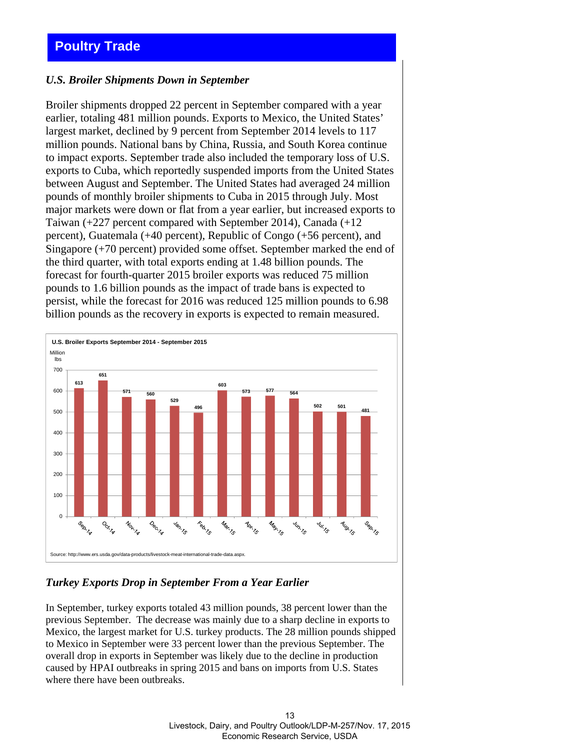## Poultry Trade

### *U.S. Broiler Shipments Down in September*

Broiler shipments dropped 22 percent in September compared with a year earlier, totaling 481 million pounds. Exports to Mexico, the United States' largest market, declined by 9 percent from September 2014 levels to 117 million pounds. National bans by China, Russia, and South Korea continue to impact exports. September trade also included the temporary loss of U.S. exports to Cuba, which reportedly suspended imports from the United States between August and September. The United States had averaged 24 million pounds of monthly broiler shipments to Cuba in 2015 through July. Most major markets were down or flat from a year earlier, but increased exports to Taiwan (+227 percent compared with September 2014), Canada (+12 percent), Guatemala (+40 percent), Republic of Congo (+56 percent), and Singapore (+70 percent) provided some offset. September marked the end of the third quarter, with total exports ending at 1.48 billion pounds. The forecast for fourth-quarter 2015 broiler exports was reduced 75 million pounds to 1.6 billion pounds as the impact of trade bans is expected to persist, while the forecast for 2016 was reduced 125 million pounds to 6.98 billion pounds as the recovery in exports is expected to remain measured.

**U.S. Broiler Exports September 2014 - September 2015**

Million lbs

| Month | Million lbs |
|---|---|
| Sep-14 | 613 |
| Oct-14 | 651 |
| Nov-14 | 571 |
| Dec-14 | 560 |
| Jan-15 | 529 |
| Feb-15 | 496 |
| Mar-15 | 603 |
| Apr-15 | 573 |
| May-15 | 577 |
| Jun-15 | 564 |
| Jul-15 | 502 |
| Aug-15 | 501 |
| Sep-15 | 481 |

Source: http://www.ers.usda.gov/data-products/livestock-meat-international-trade-data.aspx.

### *Turkey Exports Drop in September From a Year Earlier*

In September, turkey exports totaled 43 million pounds, 38 percent lower than the previous September. The decrease was mainly due to a sharp decline in exports to Mexico, the largest market for U.S. turkey products. The 28 million pounds shipped to Mexico in September were 33 percent lower than the previous September. The overall drop in exports in September was likely due to the decline in production caused by HPAI outbreaks in spring 2015 and bans on imports from U.S. States where there have been outbreaks.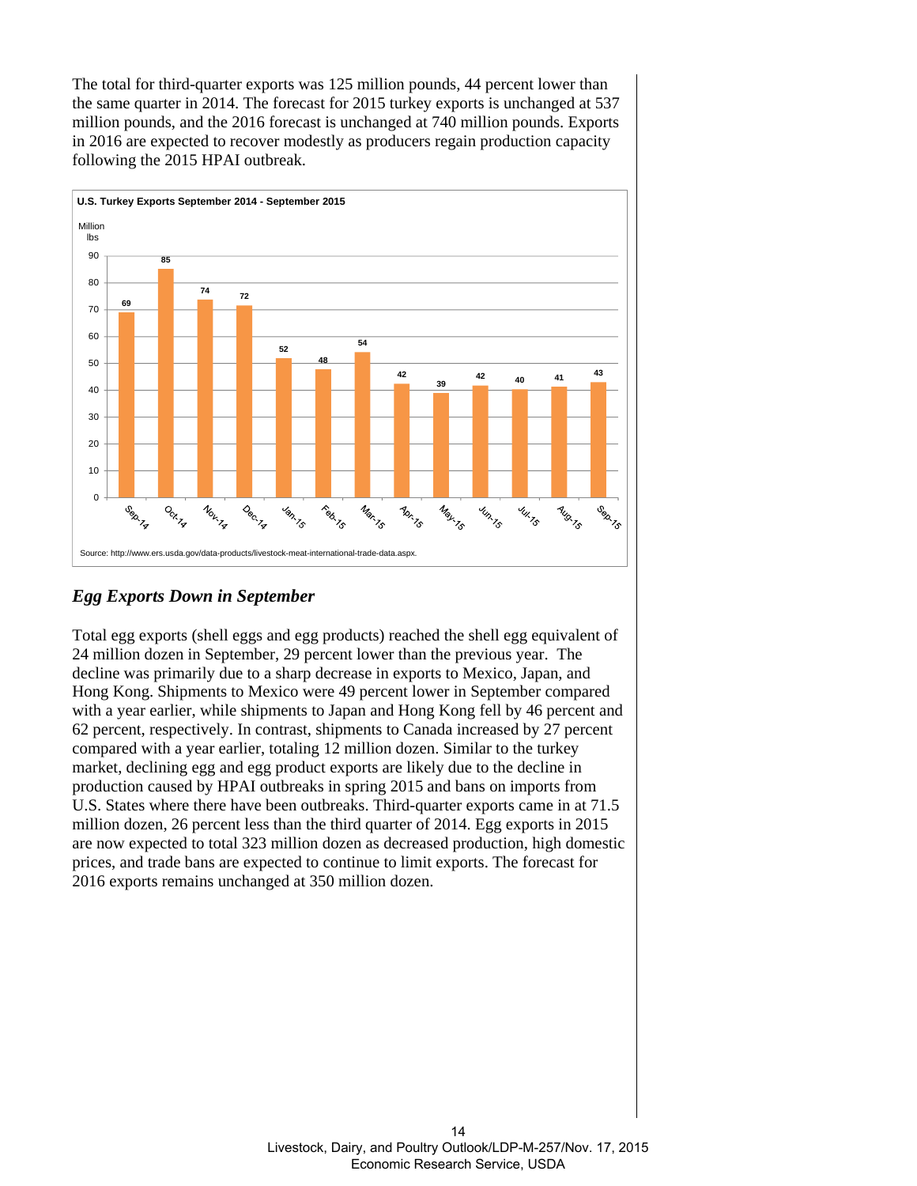The total for third-quarter exports was 125 million pounds, 44 percent lower than the same quarter in 2014. The forecast for 2015 turkey exports is unchanged at 537 million pounds, and the 2016 forecast is unchanged at 740 million pounds. Exports in 2016 are expected to recover modestly as producers regain production capacity following the 2015 HPAI outbreak.

**U.S. Turkey Exports September 2014 - September 2015**

| Month | Million lbs |
|---|---|
| Sep-14 | 69 |
| Oct-14 | 85 |
| Nov-14 | 74 |
| Dec-14 | 72 |
| Jan-15 | 52 |
| Feb-15 | 48 |
| Mar-15 | 54 |
| Apr-15 | 42 |
| May-15 | 39 |
| Jun-15 | 42 |
| Jul-15 | 40 |
| Aug-15 | 41 |
| Sep-15 | 43 |

Source: http://www.ers.usda.gov/data-products/livestock-meat-international-trade-data.aspx.

## *Egg Exports Down in September*

Total egg exports (shell eggs and egg products) reached the shell egg equivalent of 24 million dozen in September, 29 percent lower than the previous year. The decline was primarily due to a sharp decrease in exports to Mexico, Japan, and Hong Kong. Shipments to Mexico were 49 percent lower in September compared with a year earlier, while shipments to Japan and Hong Kong fell by 46 percent and 62 percent, respectively. In contrast, shipments to Canada increased by 27 percent compared with a year earlier, totaling 12 million dozen. Similar to the turkey market, declining egg and egg product exports are likely due to the decline in production caused by HPAI outbreaks in spring 2015 and bans on imports from U.S. States where there have been outbreaks. Third-quarter exports came in at 71.5 million dozen, 26 percent less than the third quarter of 2014. Egg exports in 2015 are now expected to total 323 million dozen as decreased production, high domestic prices, and trade bans are expected to continue to limit exports. The forecast for 2016 exports remains unchanged at 350 million dozen.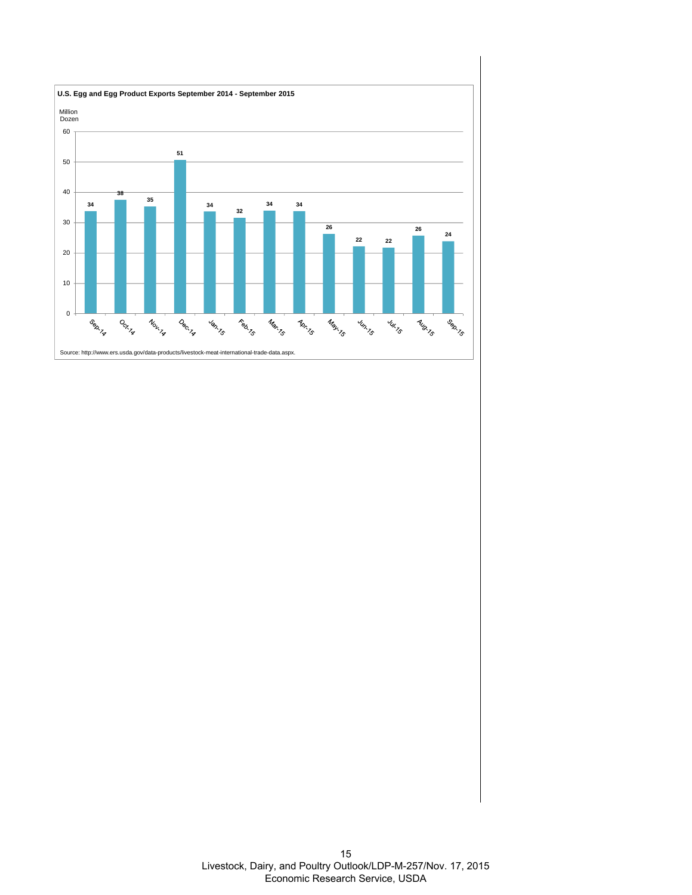**U.S. Egg and Egg Product Exports September 2014 - September 2015**

Million Dozen

| Month | Exports |
|---|---|
| Sep-14 | 34 |
| Oct-14 | 38 |
| Nov-14 | 35 |
| Dec-14 | 51 |
| Jan-15 | 34 |
| Feb-15 | 32 |
| Mar-15 | 34 |
| Apr-15 | 34 |
| May-15 | 26 |
| Jun-15 | 22 |
| Jul-15 | 22 |
| Aug-15 | 26 |
| Sep-15 | 24 |

Source: http://www.ers.usda.gov/data-products/livestock-meat-international-trade-data.aspx.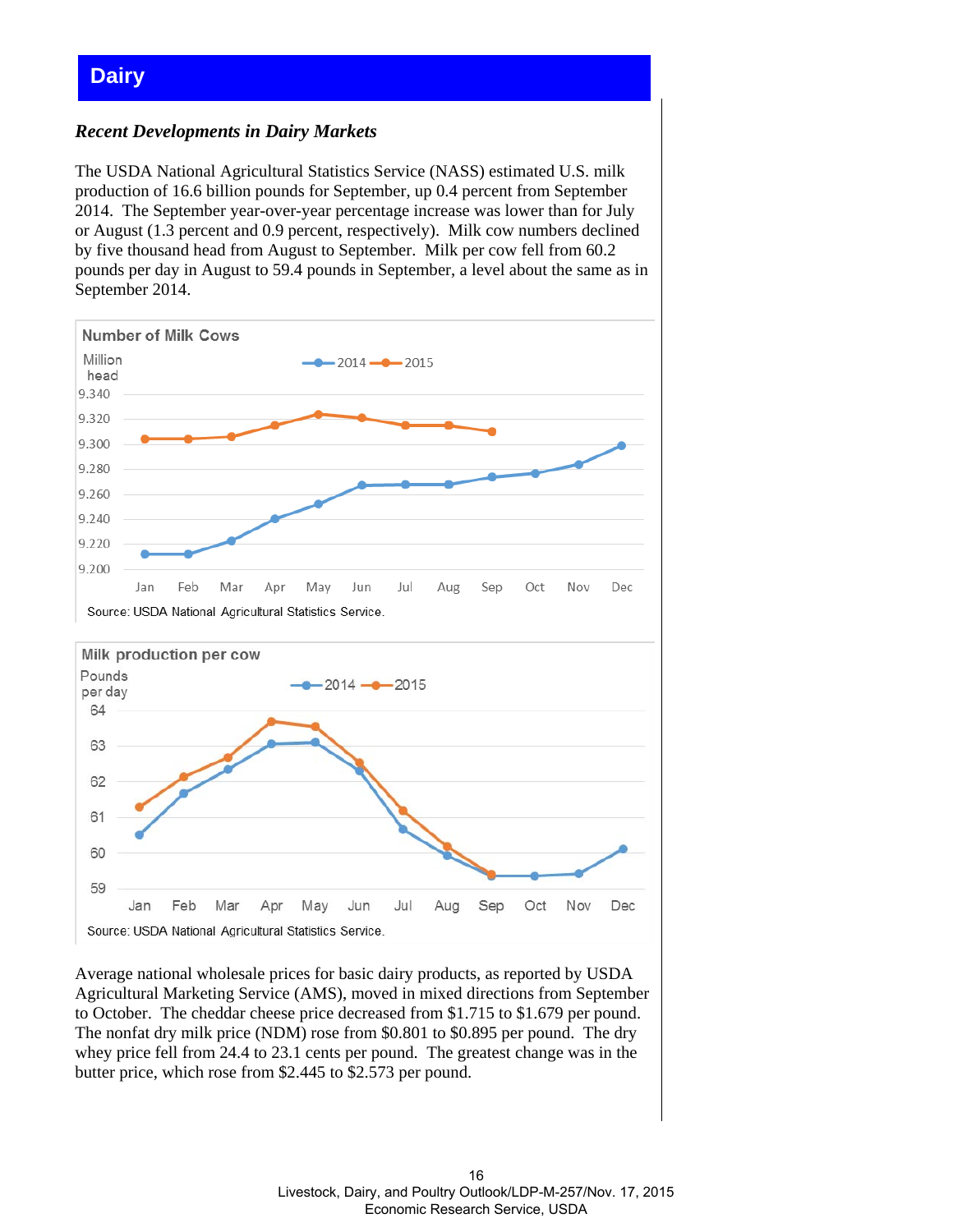# Dairy

### *Recent Developments in Dairy Markets*

The USDA National Agricultural Statistics Service (NASS) estimated U.S. milk production of 16.6 billion pounds for September, up 0.4 percent from September 2014. The September year-over-year percentage increase was lower than for July or August (1.3 percent and 0.9 percent, respectively). Milk cow numbers declined by five thousand head from August to September. Milk per cow fell from 60.2 pounds per day in August to 59.4 pounds in September, a level about the same as in September 2014.

**Number of Milk Cows**

Source: USDA National Agricultural Statistics Service.

**Milk production per cow**

Source: USDA National Agricultural Statistics Service.

Average national wholesale prices for basic dairy products, as reported by USDA Agricultural Marketing Service (AMS), moved in mixed directions from September to October. The cheddar cheese price decreased from $1.715 to $1.679 per pound. The nonfat dry milk price (NDM) rose from $0.801 to $0.895 per pound. The dry whey price fell from 24.4 to 23.1 cents per pound. The greatest change was in the butter price, which rose from $2.445 to $2.573 per pound.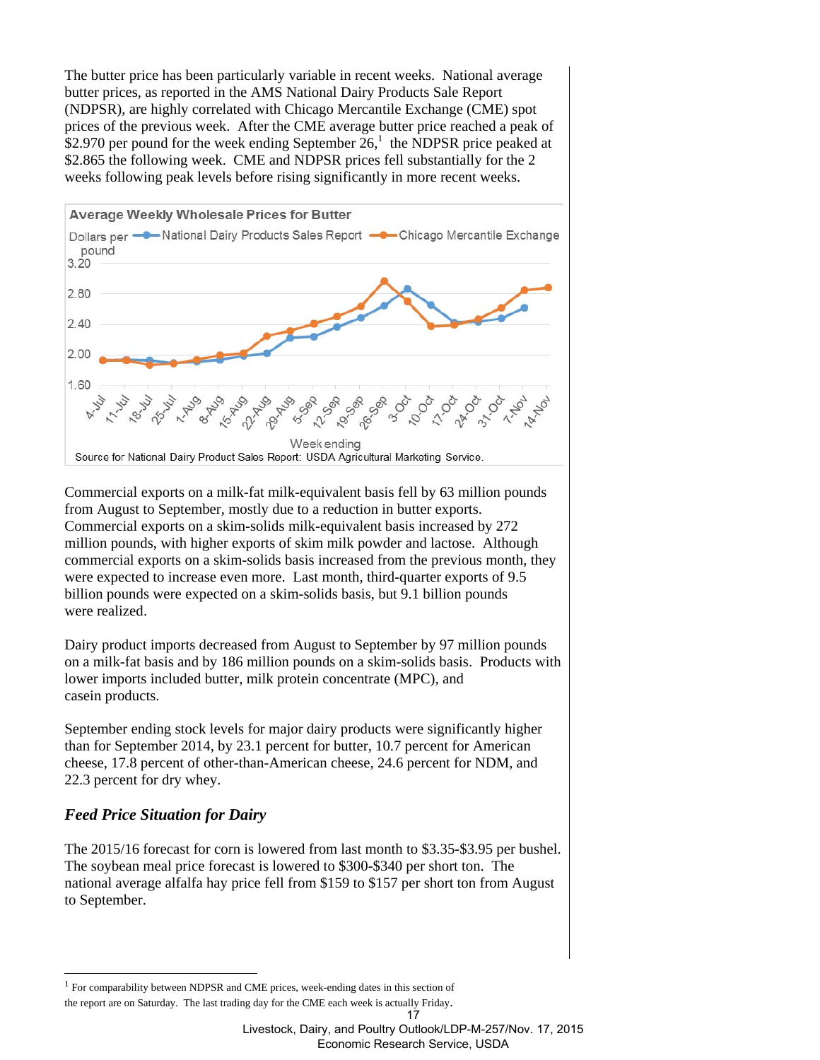The butter price has been particularly variable in recent weeks. National average butter prices, as reported in the AMS National Dairy Products Sale Report (NDPSR), are highly correlated with Chicago Mercantile Exchange (CME) spot prices of the previous week. After the CME average butter price reached a peak of $2.970 per pound for the week ending September 26,[1] the NDPSR price peaked at $2.865 the following week. CME and NDPSR prices fell substantially for the 2 weeks following peak levels before rising significantly in more recent weeks.

**Average Weekly Wholesale Prices for Butter**

Dollars per pound — National Dairy Products Sales Report; Chicago Mercantile Exchange

Week ending: 4-Jul, 11-Jul, 18-Jul, 25-Jul, 1-Aug, 8-Aug, 15-Aug, 22-Aug, 29-Aug, 5-Sep, 12-Sep, 19-Sep, 26-Sep, 3-Oct, 10-Oct, 17-Oct, 24-Oct, 31-Oct, 7-Nov, 14-Nov

Source for National Dairy Product Sales Report: USDA Agricultural Marketing Service.

Commercial exports on a milk-fat milk-equivalent basis fell by 63 million pounds from August to September, mostly due to a reduction in butter exports. Commercial exports on a skim-solids milk-equivalent basis increased by 272 million pounds, with higher exports of skim milk powder and lactose. Although commercial exports on a skim-solids basis increased from the previous month, they were expected to increase even more. Last month, third-quarter exports of 9.5 billion pounds were expected on a skim-solids basis, but 9.1 billion pounds were realized.

Dairy product imports decreased from August to September by 97 million pounds on a milk-fat basis and by 186 million pounds on a skim-solids basis. Products with lower imports included butter, milk protein concentrate (MPC), and casein products.

September ending stock levels for major dairy products were significantly higher than for September 2014, by 23.1 percent for butter, 10.7 percent for American cheese, 17.8 percent of other-than-American cheese, 24.6 percent for NDM, and 22.3 percent for dry whey.

### *Feed Price Situation for Dairy*

The 2015/16 forecast for corn is lowered from last month to $3.35-$3.95 per bushel. The soybean meal price forecast is lowered to $300-$340 per short ton. The national average alfalfa hay price fell from $159 to $157 per short ton from August to September.

[1] For comparability between NDPSR and CME prices, week-ending dates in this section of the report are on Saturday. The last trading day for the CME each week is actually Friday.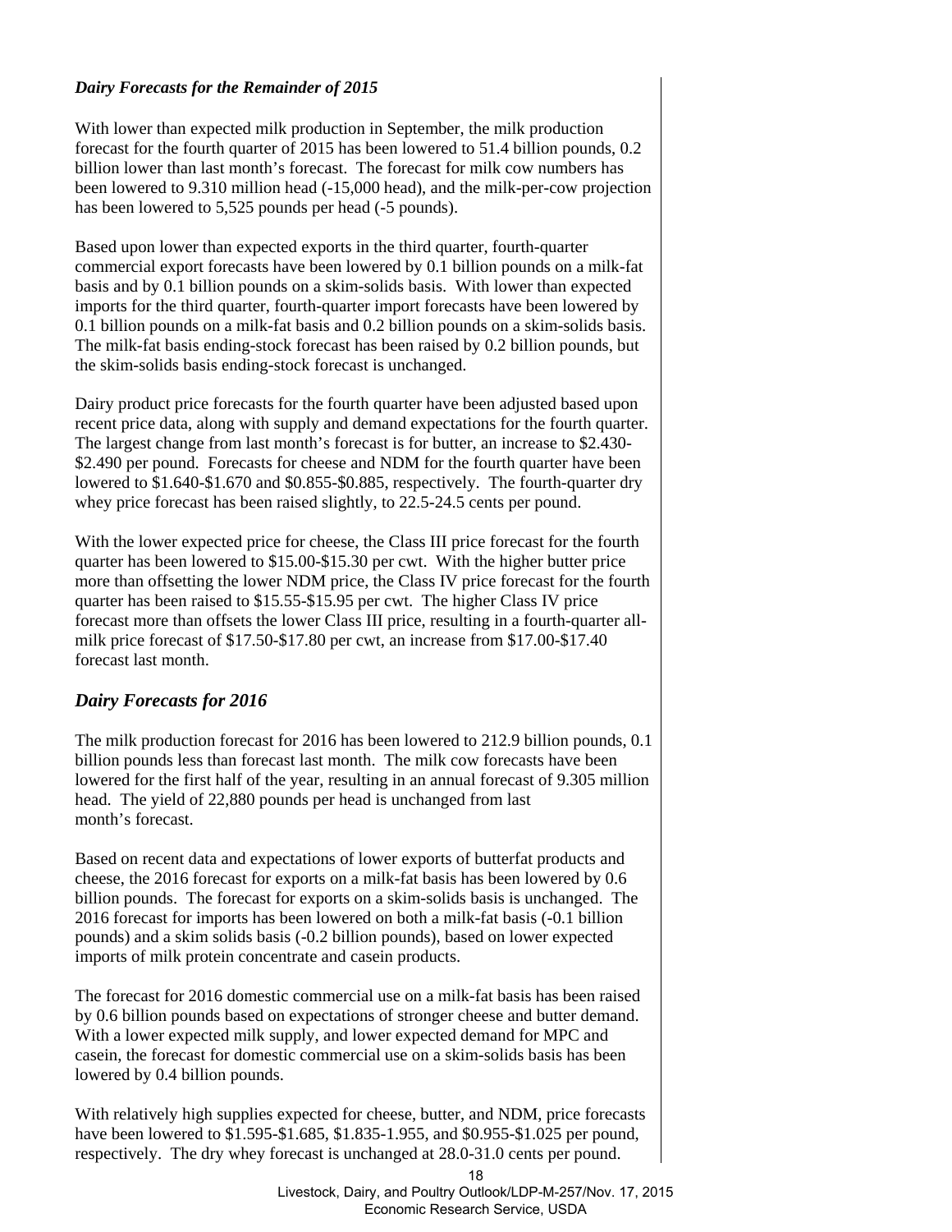### *Dairy Forecasts for the Remainder of 2015*

With lower than expected milk production in September, the milk production forecast for the fourth quarter of 2015 has been lowered to 51.4 billion pounds, 0.2 billion lower than last month's forecast. The forecast for milk cow numbers has been lowered to 9.310 million head (-15,000 head), and the milk-per-cow projection has been lowered to 5,525 pounds per head (-5 pounds).

Based upon lower than expected exports in the third quarter, fourth-quarter commercial export forecasts have been lowered by 0.1 billion pounds on a milk-fat basis and by 0.1 billion pounds on a skim-solids basis. With lower than expected imports for the third quarter, fourth-quarter import forecasts have been lowered by 0.1 billion pounds on a milk-fat basis and 0.2 billion pounds on a skim-solids basis. The milk-fat basis ending-stock forecast has been raised by 0.2 billion pounds, but the skim-solids basis ending-stock forecast is unchanged.

Dairy product price forecasts for the fourth quarter have been adjusted based upon recent price data, along with supply and demand expectations for the fourth quarter. The largest change from last month's forecast is for butter, an increase to $2.430-$2.490 per pound. Forecasts for cheese and NDM for the fourth quarter have been lowered to $1.640-$1.670 and $0.855-$0.885, respectively. The fourth-quarter dry whey price forecast has been raised slightly, to 22.5-24.5 cents per pound.

With the lower expected price for cheese, the Class III price forecast for the fourth quarter has been lowered to $15.00-$15.30 per cwt. With the higher butter price more than offsetting the lower NDM price, the Class IV price forecast for the fourth quarter has been raised to $15.55-$15.95 per cwt. The higher Class IV price forecast more than offsets the lower Class III price, resulting in a fourth-quarter all-milk price forecast of $17.50-$17.80 per cwt, an increase from $17.00-$17.40 forecast last month.

## *Dairy Forecasts for 2016*

The milk production forecast for 2016 has been lowered to 212.9 billion pounds, 0.1 billion pounds less than forecast last month. The milk cow forecasts have been lowered for the first half of the year, resulting in an annual forecast of 9.305 million head. The yield of 22,880 pounds per head is unchanged from last month's forecast.

Based on recent data and expectations of lower exports of butterfat products and cheese, the 2016 forecast for exports on a milk-fat basis has been lowered by 0.6 billion pounds. The forecast for exports on a skim-solids basis is unchanged. The 2016 forecast for imports has been lowered on both a milk-fat basis (-0.1 billion pounds) and a skim solids basis (-0.2 billion pounds), based on lower expected imports of milk protein concentrate and casein products.

The forecast for 2016 domestic commercial use on a milk-fat basis has been raised by 0.6 billion pounds based on expectations of stronger cheese and butter demand. With a lower expected milk supply, and lower expected demand for MPC and casein, the forecast for domestic commercial use on a skim-solids basis has been lowered by 0.4 billion pounds.

With relatively high supplies expected for cheese, butter, and NDM, price forecasts have been lowered to $1.595-$1.685, $1.835-1.955, and $0.955-$1.025 per pound, respectively. The dry whey forecast is unchanged at 28.0-31.0 cents per pound.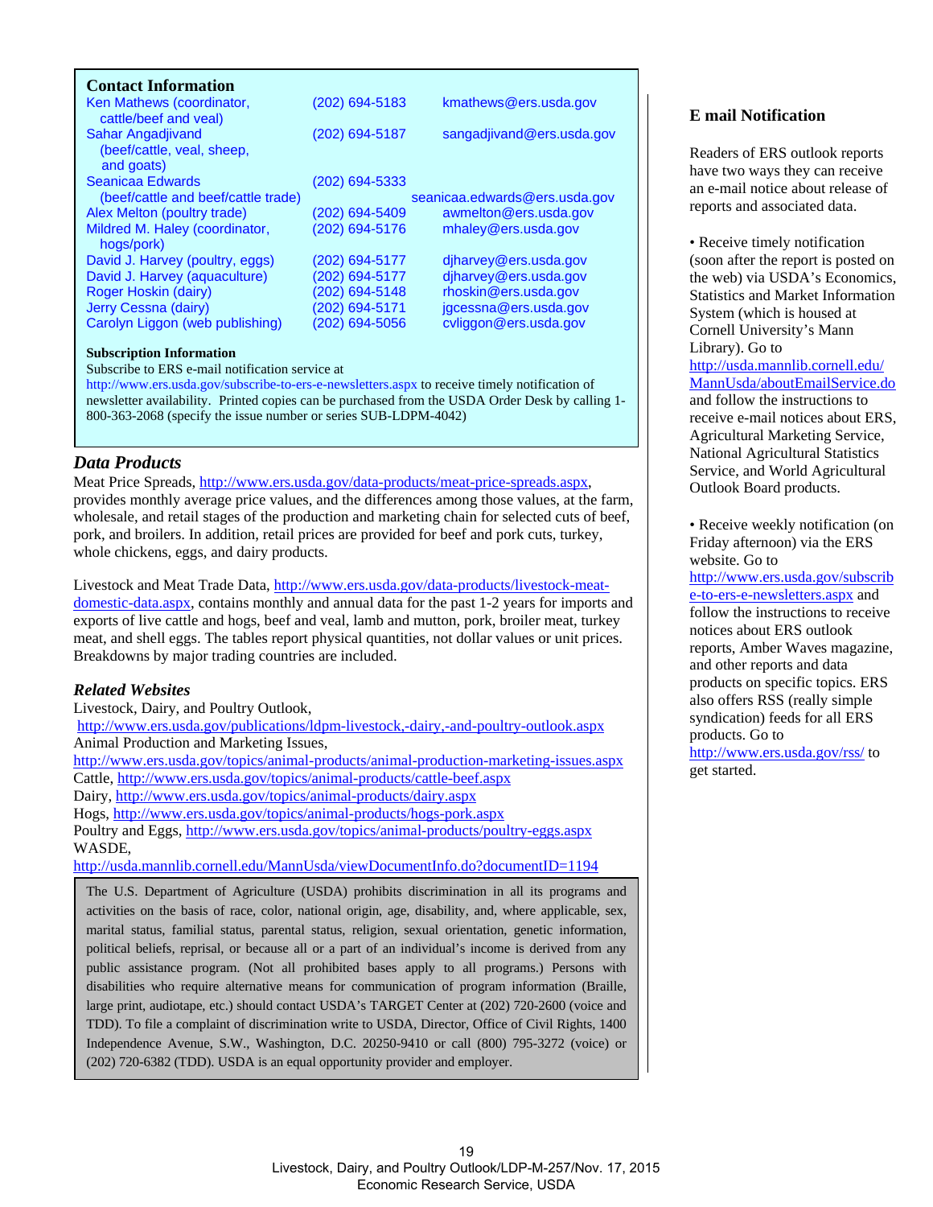## Contact Information

| | | |
|---|---|---|
| Ken Mathews (coordinator, cattle/beef and veal) | (202) 694-5183 | kmathews@ers.usda.gov |
| Sahar Angadjivand (beef/cattle, veal, sheep, and goats) | (202) 694-5187 | sangadjivand@ers.usda.gov |
| Seanicaa Edwards (beef/cattle and beef/cattle trade) | (202) 694-5333 | seanicaa.edwards@ers.usda.gov |
| Alex Melton (poultry trade) | (202) 694-5409 | awmelton@ers.usda.gov |
| Mildred M. Haley (coordinator, hogs/pork) | (202) 694-5176 | mhaley@ers.usda.gov |
| David J. Harvey (poultry, eggs) | (202) 694-5177 | djharvey@ers.usda.gov |
| David J. Harvey (aquaculture) | (202) 694-5177 | djharvey@ers.usda.gov |
| Roger Hoskin (dairy) | (202) 694-5148 | rhoskin@ers.usda.gov |
| Jerry Cessna (dairy) | (202) 694-5171 | jgcessna@ers.usda.gov |
| Carolyn Liggon (web publishing) | (202) 694-5056 | cvliggon@ers.usda.gov |

**Subscription Information**

Subscribe to ERS e-mail notification service at http://www.ers.usda.gov/subscribe-to-ers-e-newsletters.aspx to receive timely notification of newsletter availability. Printed copies can be purchased from the USDA Order Desk by calling 1-800-363-2068 (specify the issue number or series SUB-LDPM-4042)

## *Data Products*

Meat Price Spreads, http://www.ers.usda.gov/data-products/meat-price-spreads.aspx, provides monthly average price values, and the differences among those values, at the farm, wholesale, and retail stages of the production and marketing chain for selected cuts of beef, pork, and broilers. In addition, retail prices are provided for beef and pork cuts, turkey, whole chickens, eggs, and dairy products.

Livestock and Meat Trade Data, http://www.ers.usda.gov/data-products/livestock-meat-domestic-data.aspx, contains monthly and annual data for the past 1-2 years for imports and exports of live cattle and hogs, beef and veal, lamb and mutton, pork, broiler meat, turkey meat, and shell eggs. The tables report physical quantities, not dollar values or unit prices. Breakdowns by major trading countries are included.

## *Related Websites*

Livestock, Dairy, and Poultry Outlook,
http://www.ers.usda.gov/publications/ldpm-livestock,-dairy,-and-poultry-outlook.aspx
Animal Production and Marketing Issues,
http://www.ers.usda.gov/topics/animal-products/animal-production-marketing-issues.aspx
Cattle, http://www.ers.usda.gov/topics/animal-products/cattle-beef.aspx
Dairy, http://www.ers.usda.gov/topics/animal-products/dairy.aspx
Hogs, http://www.ers.usda.gov/topics/animal-products/hogs-pork.aspx
Poultry and Eggs, http://www.ers.usda.gov/topics/animal-products/poultry-eggs.aspx
WASDE,
http://usda.mannlib.cornell.edu/MannUsda/viewDocumentInfo.do?documentID=1194

The U.S. Department of Agriculture (USDA) prohibits discrimination in all its programs and activities on the basis of race, color, national origin, age, disability, and, where applicable, sex, marital status, familial status, parental status, religion, sexual orientation, genetic information, political beliefs, reprisal, or because all or a part of an individual's income is derived from any public assistance program. (Not all prohibited bases apply to all programs.) Persons with disabilities who require alternative means for communication of program information (Braille, large print, audiotape, etc.) should contact USDA's TARGET Center at (202) 720-2600 (voice and TDD). To file a complaint of discrimination write to USDA, Director, Office of Civil Rights, 1400 Independence Avenue, S.W., Washington, D.C. 20250-9410 or call (800) 795-3272 (voice) or (202) 720-6382 (TDD). USDA is an equal opportunity provider and employer.

## E mail Notification

Readers of ERS outlook reports have two ways they can receive an e-mail notice about release of reports and associated data.

- Receive timely notification (soon after the report is posted on the web) via USDA's Economics, Statistics and Market Information System (which is housed at Cornell University's Mann Library). Go to http://usda.mannlib.cornell.edu/MannUsda/aboutEmailService.do and follow the instructions to receive e-mail notices about ERS, Agricultural Marketing Service, National Agricultural Statistics Service, and World Agricultural Outlook Board products.

- Receive weekly notification (on Friday afternoon) via the ERS website. Go to http://www.ers.usda.gov/subscribe-to-ers-e-newsletters.aspx and follow the instructions to receive notices about ERS outlook reports, Amber Waves magazine, and other reports and data products on specific topics. ERS also offers RSS (really simple syndication) feeds for all ERS products. Go to http://www.ers.usda.gov/rss/ to get started.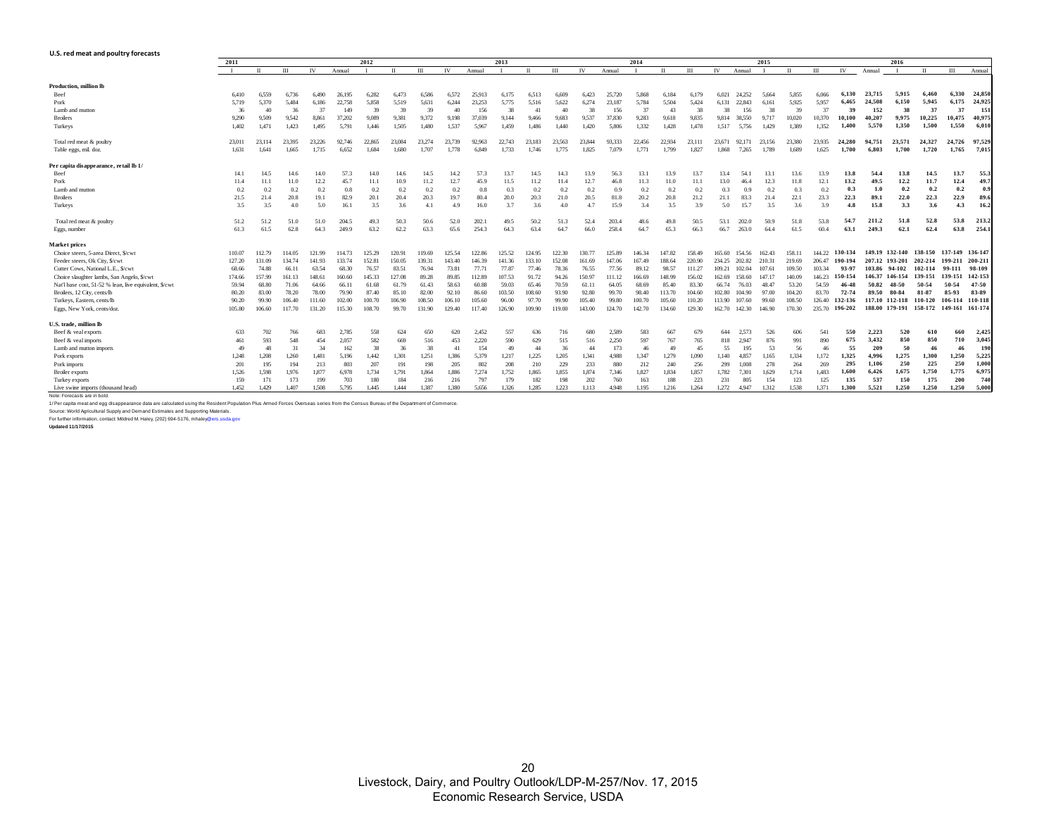**U.S. red meat and poultry forecasts**

| | 2011 | | | | | 2012 | | | | | 2013 | | | | | 2014 | | | | | 2015 | | | | | 2016 | | | |
|---|---|---|---|---|---|---|---|---|---|---|---|---|---|---|---|---|---|---|---|---|---|---|---|---|---|---|---|---|---|
| | I | II | III | IV | Annual | I | II | III | IV | Annual | I | II | III | IV | Annual | I | II | III | IV | Annual | I | II | III | IV | Annual | I | II | III | Annual |
| **Production, million lb** | | | | | | | | | | | | | | | | | | | | | | | | | | | | | |
| Beef | 6,410 | 6,559 | 6,736 | 6,490 | 26,195 | 6,282 | 6,473 | 6,586 | 6,572 | 25,913 | 6,175 | 6,513 | 6,609 | 6,423 | 25,720 | 5,868 | 6,184 | 6,179 | 6,021 | 24,252 | 5,664 | 5,855 | 6,066 | **6,130** | **23,715** | **5,915** | **6,460** | **6,330** | **24,850** |
| Pork | 5,719 | 5,370 | 5,484 | 6,186 | 22,758 | 5,858 | 5,519 | 5,631 | 6,244 | 23,253 | 5,775 | 5,516 | 5,622 | 6,274 | 23,187 | 5,784 | 5,504 | 5,424 | 6,131 | 22,843 | 6,161 | 5,925 | 5,957 | **6,465** | **24,508** | **6,150** | **5,945** | **6,175** | **24,925** |
| Lamb and mutton | 36 | 40 | 36 | 37 | 149 | 39 | 39 | 39 | 40 | 156 | 38 | 41 | 40 | 38 | 156 | 37 | 43 | 38 | 38 | 156 | 38 | 39 | 37 | **39** | **152** | **38** | **37** | **37** | **151** |
| Broilers | 9,290 | 9,509 | 9,542 | 8,861 | 37,202 | 9,089 | 9,381 | 9,372 | 9,198 | 37,039 | 9,144 | 9,466 | 9,683 | 9,537 | 37,830 | 9,283 | 9,618 | 9,835 | 9,814 | 38,550 | 9,717 | 10,020 | 10,370 | **10,100** | **40,207** | **9,975** | **10,225** | **10,475** | **40,975** |
| Turkeys | 1,402 | 1,471 | 1,423 | 1,495 | 5,791 | 1,446 | 1,505 | 1,480 | 1,537 | 5,967 | 1,459 | 1,486 | 1,440 | 1,420 | 5,806 | 1,332 | 1,428 | 1,478 | 1,517 | 5,756 | 1,429 | 1,389 | 1,352 | **1,400** | **5,570** | **1,350** | **1,500** | **1,550** | **6,010** |
| Total red meat & poultry | 23,011 | 23,114 | 23,395 | 23,226 | 92,746 | 22,865 | 23,084 | 23,274 | 23,739 | 92,963 | 22,743 | 23,183 | 23,563 | 23,844 | 93,333 | 22,456 | 22,934 | 23,111 | 23,671 | 92,171 | 23,156 | 23,380 | 23,935 | **24,280** | **94,751** | **23,571** | **24,327** | **24,726** | **97,529** |
| Table eggs, mil. doz. | 1,631 | 1,641 | 1,665 | 1,715 | 6,652 | 1,684 | 1,680 | 1,707 | 1,778 | 6,849 | 1,733 | 1,746 | 1,775 | 1,825 | 7,079 | 1,771 | 1,799 | 1,827 | 1,868 | 7,265 | 1,789 | 1,689 | 1,625 | **1,700** | **6,803** | **1,700** | **1,720** | **1,765** | **7,015** |
| **Per capita disappearance, retail lb 1/** | | | | | | | | | | | | | | | | | | | | | | | | | | | | | |
| Beef | 14.1 | 14.5 | 14.6 | 14.0 | 57.3 | 14.0 | 14.6 | 14.5 | 14.2 | 57.3 | 13.7 | 14.5 | 14.3 | 13.9 | 56.3 | 13.1 | 13.9 | 13.7 | 13.4 | 54.1 | 13.1 | 13.6 | 13.9 | **13.8** | **54.4** | **13.8** | **14.5** | **13.7** | **55.3** |
| Pork | 11.4 | 11.1 | 11.0 | 12.2 | 45.7 | 11.1 | 10.9 | 11.2 | 12.7 | 45.9 | 11.5 | 11.2 | 11.4 | 12.7 | 46.8 | 11.3 | 11.0 | 11.1 | 13.0 | 46.4 | 12.3 | 11.8 | 12.1 | **13.2** | **49.5** | **12.2** | **11.7** | **12.4** | **49.7** |
| Lamb and mutton | 0.2 | 0.2 | 0.2 | 0.2 | 0.8 | 0.2 | 0.2 | 0.2 | 0.2 | 0.8 | 0.3 | 0.2 | 0.2 | 0.2 | 0.9 | 0.2 | 0.2 | 0.2 | 0.3 | 0.9 | 0.2 | 0.3 | 0.2 | **0.3** | **1.0** | **0.2** | **0.2** | **0.2** | **0.9** |
| Broilers | 21.5 | 21.4 | 20.8 | 19.1 | 82.9 | 20.1 | 20.4 | 20.3 | 19.7 | 80.4 | 20.0 | 20.3 | 21.0 | 20.5 | 81.8 | 20.2 | 20.8 | 21.2 | 21.1 | 83.3 | 21.4 | 22.1 | 23.3 | **22.3** | **89.1** | **22.0** | **22.3** | **22.9** | **89.6** |
| Turkeys | 3.5 | 3.5 | 4.0 | 5.0 | 16.1 | 3.5 | 3.6 | 4.1 | 4.9 | 16.0 | 3.7 | 3.6 | 4.0 | 4.7 | 15.9 | 3.4 | 3.5 | 3.9 | 5.0 | 15.7 | 3.5 | 3.6 | 3.9 | **4.8** | **15.8** | **3.3** | **3.6** | **4.3** | **16.2** |
| Total red meat & poultry | 51.2 | 51.2 | 51.0 | 51.0 | 204.5 | 49.3 | 50.3 | 50.6 | 52.0 | 202.1 | 49.5 | 50.2 | 51.3 | 52.4 | 203.4 | 48.6 | 49.8 | 50.5 | 53.1 | 202.0 | 50.9 | 51.8 | 53.8 | **54.7** | **211.2** | **51.8** | **52.8** | **53.8** | **213.2** |
| Eggs, number | 61.3 | 61.5 | 62.8 | 64.3 | 249.9 | 63.2 | 62.2 | 63.3 | 65.6 | 254.3 | 64.3 | 63.4 | 64.7 | 66.0 | 258.4 | 64.7 | 65.3 | 66.3 | 66.7 | 263.0 | 64.4 | 61.5 | 60.4 | **63.1** | **249.3** | **62.1** | **62.4** | **63.8** | **254.1** |
| **Market prices** | | | | | | | | | | | | | | | | | | | | | | | | | | | | | |
| Choice steers, 5-area Direct, $/cwt | 110.07 | 112.79 | 114.05 | 121.99 | 114.73 | 125.29 | 120.91 | 119.69 | 125.54 | 122.86 | 125.52 | 124.95 | 122.30 | 130.77 | 125.89 | 146.34 | 147.82 | 158.49 | 165.60 | 154.56 | 162.43 | 158.11 | 144.22 | **130-134** | **149.19** | **132-140** | **138-150** | **137-149** | **136-147** |
| Feeder steers, Ok City, $/cwt | 127.20 | 131.09 | 134.74 | 141.93 | 133.74 | 152.81 | 150.05 | 139.31 | 143.40 | 146.39 | 141.36 | 133.10 | 152.08 | 161.69 | 147.06 | 167.49 | 188.64 | 220.90 | 234.25 | 202.82 | 210.31 | 219.69 | 206.47 | **190-194** | **207.12** | **193-201** | **202-214** | **199-211** | **200-211** |
| Cutter Cows, National L.E., $/cwt | 68.66 | 74.88 | 66.11 | 63.54 | 68.30 | 76.57 | 83.51 | 76.94 | 73.81 | 77.71 | 77.87 | 77.46 | 78.36 | 76.55 | 77.56 | 89.12 | 98.57 | 111.27 | 109.21 | 102.04 | 107.61 | 109.50 | 103.34 | **93-97** | **103.86** | **94-102** | **102-114** | **99-111** | **98-109** |
| Choice slaughter lambs, San Angelo, $/cwt | 174.66 | 157.99 | 161.13 | 148.61 | 160.60 | 145.33 | 127.08 | 89.28 | 89.85 | 112.89 | 107.53 | 91.72 | 94.26 | 150.97 | 111.12 | 166.69 | 148.99 | 156.02 | 162.69 | 158.60 | 147.17 | 140.09 | 146.23 | **150-154** | **146.37** | **146-154** | **139-151** | **139-151** | **142-153** |
| Nat'l base cost, 51-52 % lean, live equivalent, $/cwt | 59.94 | 68.80 | 71.06 | 64.66 | 66.11 | 61.68 | 61.79 | 61.43 | 58.63 | 60.88 | 59.03 | 65.46 | 70.59 | 61.11 | 64.05 | 68.69 | 85.40 | 83.30 | 66.74 | 76.03 | 48.47 | 53.20 | 54.59 | **46-48** | **50.82** | **48-50** | **50-54** | **50-54** | **47-50** |
| Broilers, 12 City, cents/lb | 80.20 | 83.00 | 78.20 | 78.00 | 79.90 | 87.40 | 85.10 | 82.00 | 92.10 | 86.60 | 103.50 | 108.60 | 93.90 | 92.80 | 99.70 | 98.40 | 113.70 | 104.60 | 102.80 | 104.90 | 97.00 | 104.20 | 83.70 | **72-74** | **89.50** | **80-84** | **81-87** | **85-93** | **83-89** |
| Turkeys, Eastern, cents/lb | 90.20 | 99.90 | 106.40 | 111.60 | 102.00 | 100.70 | 106.90 | 108.50 | 106.10 | 105.60 | 96.00 | 97.70 | 99.90 | 105.40 | 99.80 | 100.70 | 105.60 | 110.20 | 113.90 | 107.60 | 99.60 | 108.50 | 126.40 | **132-136** | **117.10** | **112-118** | **110-120** | **106-114** | **110-118** |
| Eggs, New York, cents/doz. | 105.80 | 106.60 | 117.70 | 131.20 | 115.30 | 108.70 | 99.70 | 131.90 | 129.40 | 117.40 | 126.90 | 109.90 | 119.00 | 143.00 | 124.70 | 142.70 | 134.60 | 129.30 | 162.70 | 142.30 | 146.90 | 170.30 | 235.70 | **196-202** | **188.00** | **179-191** | **158-172** | **149-161** | **161-174** |
| **U.S. trade, million lb** | | | | | | | | | | | | | | | | | | | | | | | | | | | | | |
| Beef & veal exports | 633 | 702 | 766 | 683 | 2,785 | 558 | 624 | 650 | 620 | 2,452 | 557 | 636 | 716 | 680 | 2,589 | 583 | 667 | 679 | 644 | 2,573 | 526 | 606 | 541 | **550** | **2,223** | **520** | **610** | **660** | **2,425** |
| Beef & veal imports | 461 | 593 | 548 | 454 | 2,057 | 582 | 669 | 516 | 453 | 2,220 | 590 | 629 | 515 | 516 | 2,250 | 597 | 767 | 765 | 818 | 2,947 | 876 | 991 | 890 | **675** | **3,432** | **850** | **850** | **710** | **3,045** |
| Lamb and mutton imports | 49 | 48 | 31 | 34 | 162 | 38 | 36 | 38 | 41 | 154 | 49 | 44 | 36 | 44 | 173 | 46 | 49 | 45 | 55 | 195 | 53 | 56 | 46 | **55** | **209** | **50** | **46** | **46** | **190** |
| Pork exports | 1,248 | 1,208 | 1,260 | 1,481 | 5,196 | 1,442 | 1,301 | 1,251 | 1,386 | 5,379 | 1,217 | 1,225 | 1,205 | 1,341 | 4,988 | 1,347 | 1,279 | 1,090 | 1,140 | 4,857 | 1,165 | 1,334 | 1,172 | **1,325** | **4,996** | **1,275** | **1,300** | **1,250** | **5,225** |
| Pork imports | 201 | 195 | 194 | 213 | 803 | 207 | 191 | 198 | 205 | 802 | 208 | 210 | 229 | 233 | 880 | 212 | 240 | 256 | 299 | 1,008 | 278 | 264 | 269 | **295** | **1,106** | **250** | **225** | **250** | **1,000** |
| Broiler exports | 1,526 | 1,598 | 1,976 | 1,877 | 6,978 | 1,734 | 1,791 | 1,864 | 1,886 | 7,274 | 1,752 | 1,865 | 1,855 | 1,874 | 7,346 | 1,827 | 1,834 | 1,857 | 1,782 | 7,301 | 1,629 | 1,714 | 1,483 | **1,600** | **6,426** | **1,675** | **1,750** | **1,775** | **6,975** |
| Turkey exports | 159 | 171 | 173 | 199 | 703 | 180 | 184 | 216 | 216 | 797 | 179 | 182 | 198 | 202 | 760 | 163 | 188 | 223 | 231 | 805 | 154 | 123 | 125 | **135** | **537** | **150** | **175** | **200** | **740** |
| Live swine imports (thousand head) | 1,452 | 1,429 | 1,407 | 1,508 | 5,795 | 1,445 | 1,444 | 1,387 | 1,380 | 5,656 | 1,326 | 1,285 | 1,223 | 1,113 | 4,948 | 1,195 | 1,216 | 1,264 | 1,272 | 4,947 | 1,312 | 1,538 | 1,371 | **1,300** | **5,521** | **1,250** | **1,250** | **1,250** | **5,000** |

Note: Forecasts are in bold.

1/ Per capita meat and egg disappearance data are calculated using the Resident Population Plus Armed Forces Overseas series from the Census Bureau of the Department of Commerce.

Source: World Agricultural Supply and Demand Estimates and Supporting Materials.

For further information, contact: Mildred M. Haley, (202) 694-5176, mhaley@ers.usda.gov

**Updated 11/17/2015**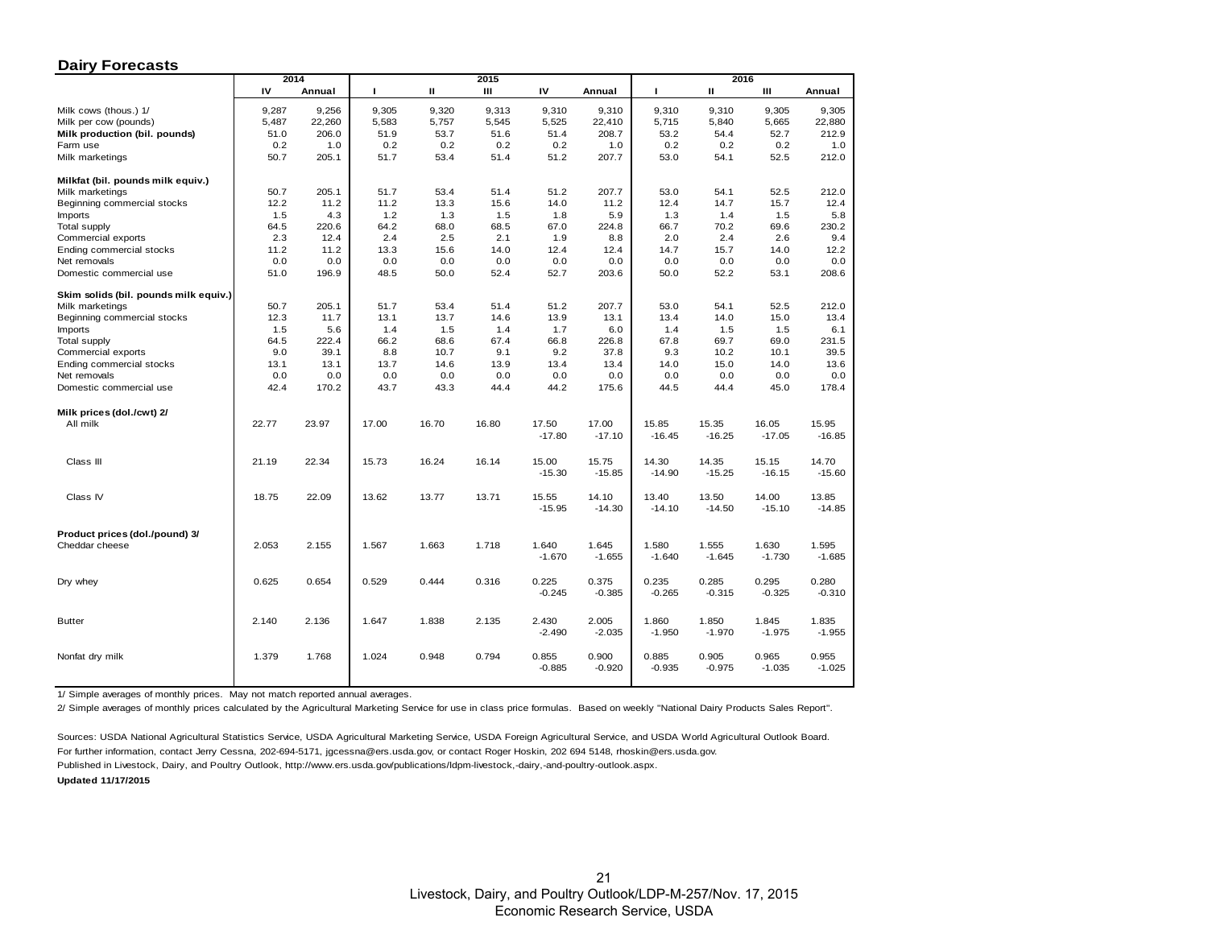## Dairy Forecasts

| | 2014 | | 2015 | | | | | 2016 | | | |
|---|---|---|---|---|---|---|---|---|---|---|---|
| | IV | Annual | I | II | III | IV | Annual | I | II | III | Annual |
| Milk cows (thous.) 1/ | 9,287 | 9,256 | 9,305 | 9,320 | 9,313 | 9,310 | 9,310 | 9,310 | 9,310 | 9,305 | 9,305 |
| Milk per cow (pounds) | 5,487 | 22,260 | 5,583 | 5,757 | 5,545 | 5,525 | 22,410 | 5,715 | 5,840 | 5,665 | 22,880 |
| **Milk production (bil. pounds)** | 51.0 | 206.0 | 51.9 | 53.7 | 51.6 | 51.4 | 208.7 | 53.2 | 54.4 | 52.7 | 212.9 |
| Farm use | 0.2 | 1.0 | 0.2 | 0.2 | 0.2 | 0.2 | 1.0 | 0.2 | 0.2 | 0.2 | 1.0 |
| Milk marketings | 50.7 | 205.1 | 51.7 | 53.4 | 51.4 | 51.2 | 207.7 | 53.0 | 54.1 | 52.5 | 212.0 |
| **Milkfat (bil. pounds milk equiv.)** | | | | | | | | | | | |
| Milk marketings | 50.7 | 205.1 | 51.7 | 53.4 | 51.4 | 51.2 | 207.7 | 53.0 | 54.1 | 52.5 | 212.0 |
| Beginning commercial stocks | 12.2 | 11.2 | 11.2 | 13.3 | 15.6 | 14.0 | 11.2 | 12.4 | 14.7 | 15.7 | 12.4 |
| Imports | 1.5 | 4.3 | 1.2 | 1.3 | 1.5 | 1.8 | 5.9 | 1.3 | 1.4 | 1.5 | 5.8 |
| Total supply | 64.5 | 220.6 | 64.2 | 68.0 | 68.5 | 67.0 | 224.8 | 66.7 | 70.2 | 69.6 | 230.2 |
| Commercial exports | 2.3 | 12.4 | 2.4 | 2.5 | 2.1 | 1.9 | 8.8 | 2.0 | 2.4 | 2.6 | 9.4 |
| Ending commercial stocks | 11.2 | 11.2 | 13.3 | 15.6 | 14.0 | 12.4 | 12.4 | 14.7 | 15.7 | 14.0 | 12.2 |
| Net removals | 0.0 | 0.0 | 0.0 | 0.0 | 0.0 | 0.0 | 0.0 | 0.0 | 0.0 | 0.0 | 0.0 |
| Domestic commercial use | 51.0 | 196.9 | 48.5 | 50.0 | 52.4 | 52.7 | 203.6 | 50.0 | 52.2 | 53.1 | 208.6 |
| **Skim solids (bil. pounds milk equiv.)** | | | | | | | | | | | |
| Milk marketings | 50.7 | 205.1 | 51.7 | 53.4 | 51.4 | 51.2 | 207.7 | 53.0 | 54.1 | 52.5 | 212.0 |
| Beginning commercial stocks | 12.3 | 11.7 | 13.1 | 13.7 | 14.6 | 13.9 | 13.1 | 13.4 | 14.0 | 15.0 | 13.4 |
| Imports | 1.5 | 5.6 | 1.4 | 1.5 | 1.4 | 1.7 | 6.0 | 1.4 | 1.5 | 1.5 | 6.1 |
| Total supply | 64.5 | 222.4 | 66.2 | 68.6 | 67.4 | 66.8 | 226.8 | 67.8 | 69.7 | 69.0 | 231.5 |
| Commercial exports | 9.0 | 39.1 | 8.8 | 10.7 | 9.1 | 9.2 | 37.8 | 9.3 | 10.2 | 10.1 | 39.5 |
| Ending commercial stocks | 13.1 | 13.1 | 13.7 | 14.6 | 13.9 | 13.4 | 13.4 | 14.0 | 15.0 | 14.0 | 13.6 |
| Net removals | 0.0 | 0.0 | 0.0 | 0.0 | 0.0 | 0.0 | 0.0 | 0.0 | 0.0 | 0.0 | 0.0 |
| Domestic commercial use | 42.4 | 170.2 | 43.7 | 43.3 | 44.4 | 44.2 | 175.6 | 44.5 | 44.4 | 45.0 | 178.4 |
| **Milk prices (dol./cwt) 2/** | | | | | | | | | | | |
| All milk | 22.77 | 23.97 | 17.00 | 16.70 | 16.80 | 17.50 | 17.00 | 15.85 | 15.35 | 16.05 | 15.95 |
| | | | | | | -17.80 | -17.10 | -16.45 | -16.25 | -17.05 | -16.85 |
| Class III | 21.19 | 22.34 | 15.73 | 16.24 | 16.14 | 15.00 | 15.75 | 14.30 | 14.35 | 15.15 | 14.70 |
| | | | | | | -15.30 | -15.85 | -14.90 | -15.25 | -16.15 | -15.60 |
| Class IV | 18.75 | 22.09 | 13.62 | 13.77 | 13.71 | 15.55 | 14.10 | 13.40 | 13.50 | 14.00 | 13.85 |
| | | | | | | -15.95 | -14.30 | -14.10 | -14.50 | -15.10 | -14.85 |
| **Product prices (dol./pound) 3/** | | | | | | | | | | | |
| Cheddar cheese | 2.053 | 2.155 | 1.567 | 1.663 | 1.718 | 1.640 | 1.645 | 1.580 | 1.555 | 1.630 | 1.595 |
| | | | | | | -1.670 | -1.655 | -1.640 | -1.645 | -1.730 | -1.685 |
| Dry whey | 0.625 | 0.654 | 0.529 | 0.444 | 0.316 | 0.225 | 0.375 | 0.235 | 0.285 | 0.295 | 0.280 |
| | | | | | | -0.245 | -0.385 | -0.265 | -0.315 | -0.325 | -0.310 |
| Butter | 2.140 | 2.136 | 1.647 | 1.838 | 2.135 | 2.430 | 2.005 | 1.860 | 1.850 | 1.845 | 1.835 |
| | | | | | | -2.490 | -2.035 | -1.950 | -1.970 | -1.975 | -1.955 |
| Nonfat dry milk | 1.379 | 1.768 | 1.024 | 0.948 | 0.794 | 0.855 | 0.900 | 0.885 | 0.905 | 0.965 | 0.955 |
| | | | | | | -0.885 | -0.920 | -0.935 | -0.975 | -1.035 | -1.025 |

1/ Simple averages of monthly prices. May not match reported annual averages.

2/ Simple averages of monthly prices calculated by the Agricultural Marketing Service for use in class price formulas. Based on weekly "National Dairy Products Sales Report".

Sources: USDA National Agricultural Statistics Service, USDA Agricultural Marketing Service, USDA Foreign Agricultural Service, and USDA World Agricultural Outlook Board.

For further information, contact Jerry Cessna, 202-694-5171, jgcessna@ers.usda.gov, or contact Roger Hoskin, 202 694 5148, rhoskin@ers.usda.gov.

Published in Livestock, Dairy, and Poultry Outlook, http://www.ers.usda.gov/publications/ldpm-livestock,-dairy,-and-poultry-outlook.aspx.

**Updated 11/17/2015**